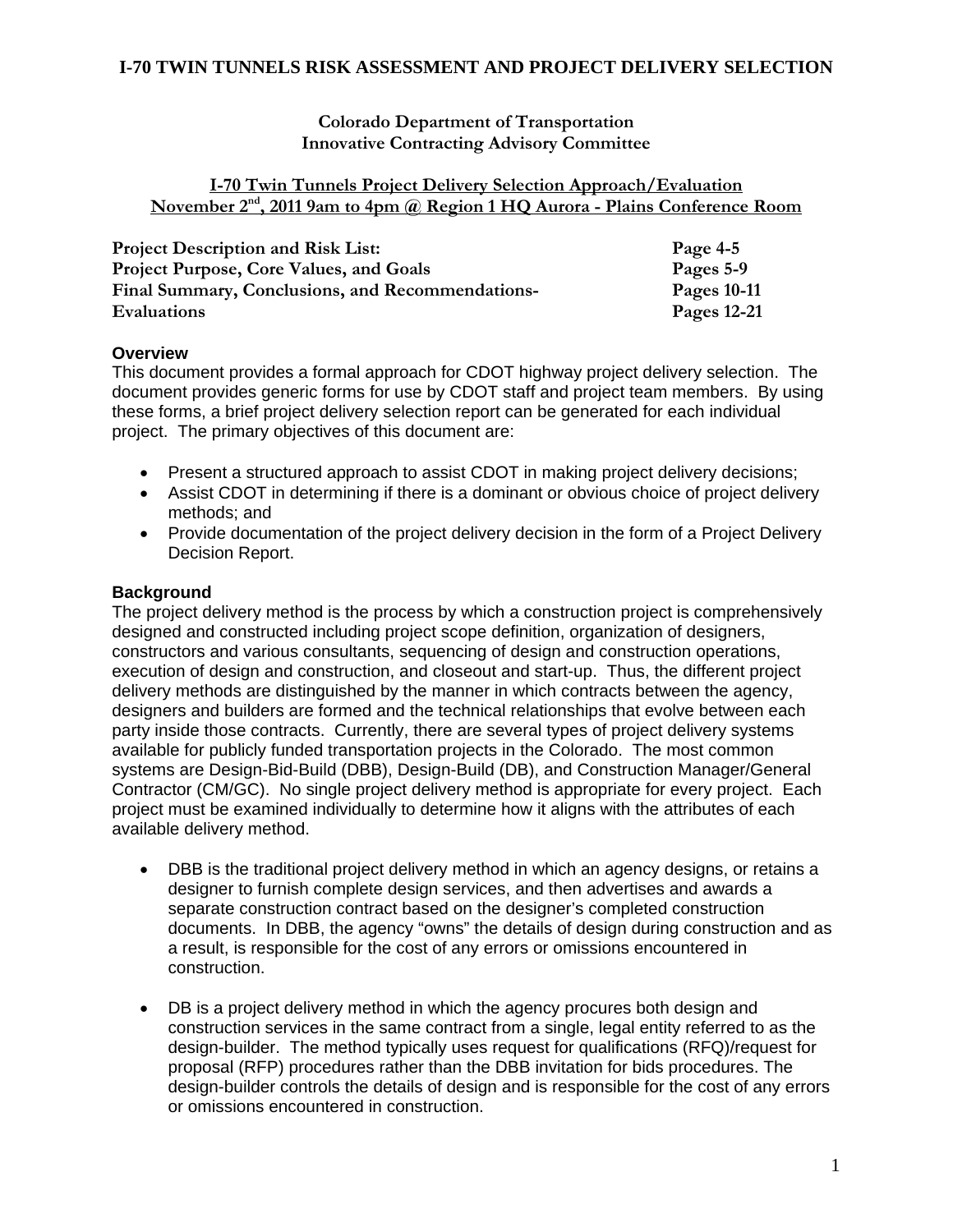# I-70 TWIN TUNNELS RISK ASSESSMENT AND PROJECT DELIVERY SELECTION

**Colorado Department of Transportation**
**Innovative Contracting Advisory Committee**

**I-70 Twin Tunnels Project Delivery Selection Approach/Evaluation**
**November 2nd, 2011 9am to 4pm @ Region 1 HQ Aurora - Plains Conference Room**

| | |
|---|---|
| **Project Description and Risk List:** | **Page 4-5** |
| **Project Purpose, Core Values, and Goals** | **Pages 5-9** |
| **Final Summary, Conclusions, and Recommendations-** | **Pages 10-11** |
| **Evaluations** | **Pages 12-21** |

### Overview

This document provides a formal approach for CDOT highway project delivery selection. The document provides generic forms for use by CDOT staff and project team members. By using these forms, a brief project delivery selection report can be generated for each individual project. The primary objectives of this document are:

- Present a structured approach to assist CDOT in making project delivery decisions;
- Assist CDOT in determining if there is a dominant or obvious choice of project delivery methods; and
- Provide documentation of the project delivery decision in the form of a Project Delivery Decision Report.

### Background

The project delivery method is the process by which a construction project is comprehensively designed and constructed including project scope definition, organization of designers, constructors and various consultants, sequencing of design and construction operations, execution of design and construction, and closeout and start-up. Thus, the different project delivery methods are distinguished by the manner in which contracts between the agency, designers and builders are formed and the technical relationships that evolve between each party inside those contracts. Currently, there are several types of project delivery systems available for publicly funded transportation projects in the Colorado. The most common systems are Design-Bid-Build (DBB), Design-Build (DB), and Construction Manager/General Contractor (CM/GC). No single project delivery method is appropriate for every project. Each project must be examined individually to determine how it aligns with the attributes of each available delivery method.

- DBB is the traditional project delivery method in which an agency designs, or retains a designer to furnish complete design services, and then advertises and awards a separate construction contract based on the designer's completed construction documents. In DBB, the agency "owns" the details of design during construction and as a result, is responsible for the cost of any errors or omissions encountered in construction.

- DB is a project delivery method in which the agency procures both design and construction services in the same contract from a single, legal entity referred to as the design-builder. The method typically uses request for qualifications (RFQ)/request for proposal (RFP) procedures rather than the DBB invitation for bids procedures. The design-builder controls the details of design and is responsible for the cost of any errors or omissions encountered in construction.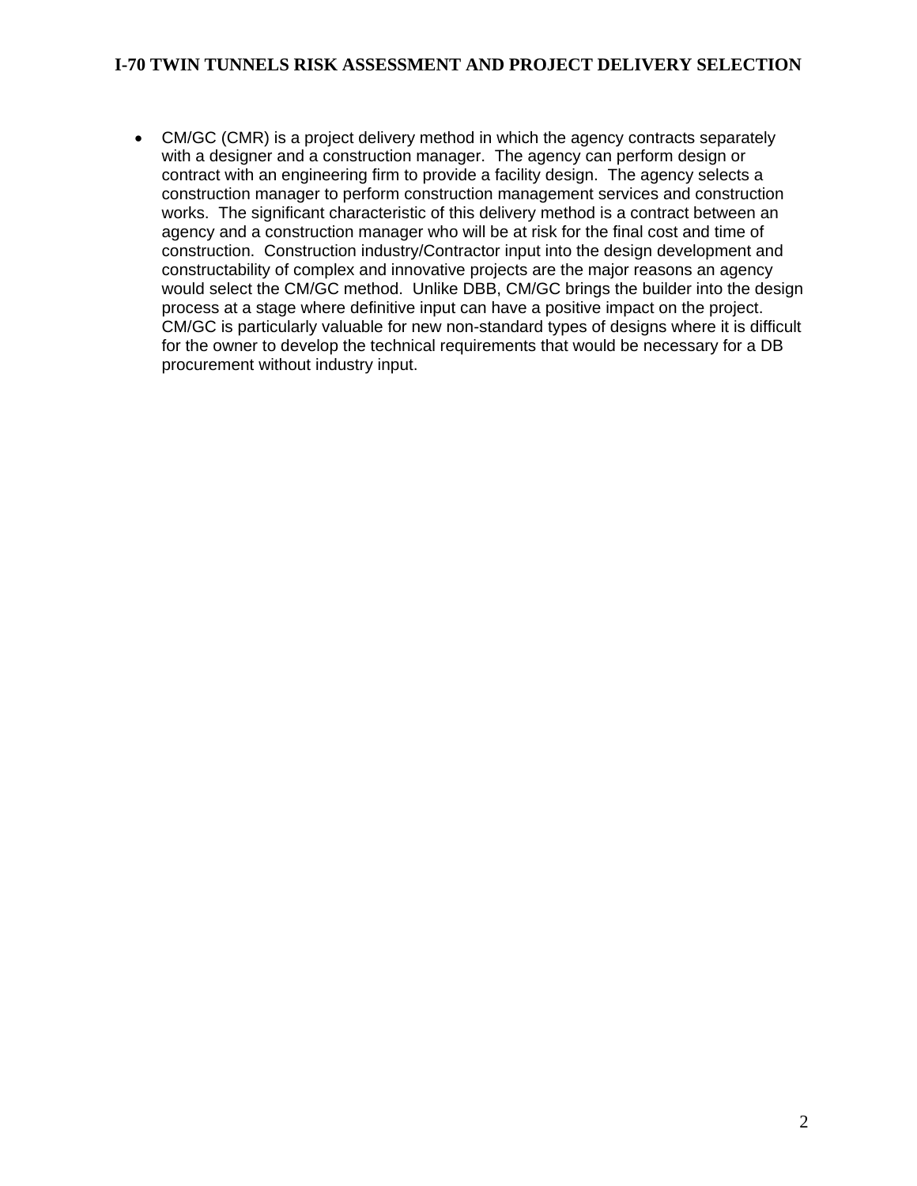- CM/GC (CMR) is a project delivery method in which the agency contracts separately with a designer and a construction manager. The agency can perform design or contract with an engineering firm to provide a facility design. The agency selects a construction manager to perform construction management services and construction works. The significant characteristic of this delivery method is a contract between an agency and a construction manager who will be at risk for the final cost and time of construction. Construction industry/Contractor input into the design development and constructability of complex and innovative projects are the major reasons an agency would select the CM/GC method. Unlike DBB, CM/GC brings the builder into the design process at a stage where definitive input can have a positive impact on the project. CM/GC is particularly valuable for new non-standard types of designs where it is difficult for the owner to develop the technical requirements that would be necessary for a DB procurement without industry input.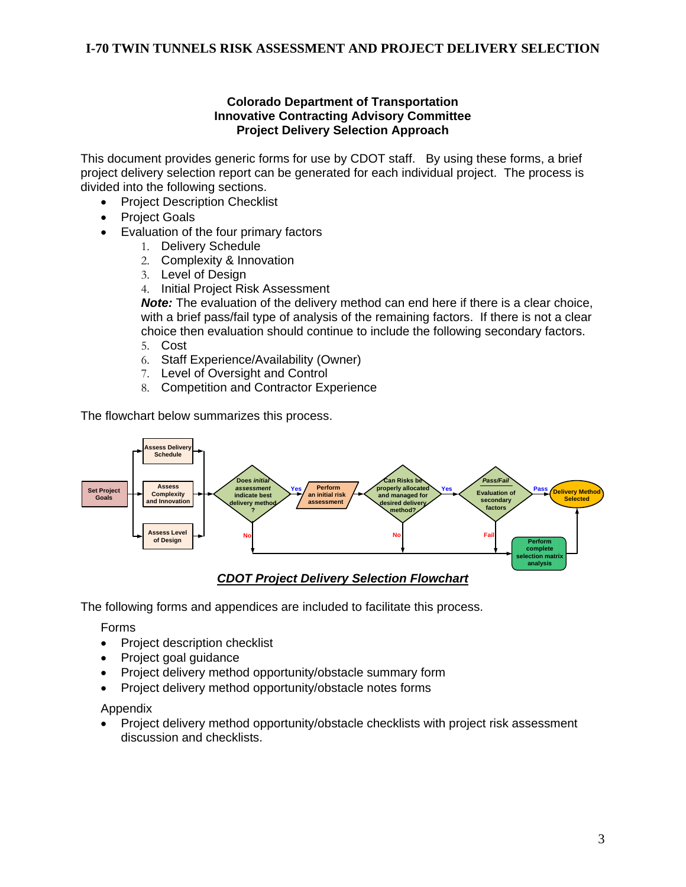### Colorado Department of Transportation
### Innovative Contracting Advisory Committee
### Project Delivery Selection Approach

This document provides generic forms for use by CDOT staff. By using these forms, a brief project delivery selection report can be generated for each individual project. The process is divided into the following sections.

- Project Description Checklist
- Project Goals
- Evaluation of the four primary factors
  1. Delivery Schedule
  2. Complexity & Innovation
  3. Level of Design
  4. Initial Project Risk Assessment

  ***Note:*** The evaluation of the delivery method can end here if there is a clear choice, with a brief pass/fail type of analysis of the remaining factors. If there is not a clear choice then evaluation should continue to include the following secondary factors.

  5. Cost
  6. Staff Experience/Availability (Owner)
  7. Level of Oversight and Control
  8. Competition and Contractor Experience

The flowchart below summarizes this process.

Set Project Goals → Assess Delivery Schedule / Assess Complexity and Innovation / Assess Level of Design → Does *initial assessment* indicate best delivery method? (Yes → Perform an initial risk assessment; No → Perform complete selection matrix analysis) → Can Risks be properly allocated and managed for desired delivery method? (Yes → *Pass/Fail* Evaluation of secondary factors; No → Perform complete selection matrix analysis) → *Pass/Fail* Evaluation of secondary factors (Pass → Delivery Method Selected; Fail → Perform complete selection matrix analysis) → Perform complete selection matrix analysis → Delivery Method Selected

***CDOT Project Delivery Selection Flowchart***

The following forms and appendices are included to facilitate this process.

Forms

- Project description checklist
- Project goal guidance
- Project delivery method opportunity/obstacle summary form
- Project delivery method opportunity/obstacle notes forms

Appendix

- Project delivery method opportunity/obstacle checklists with project risk assessment discussion and checklists.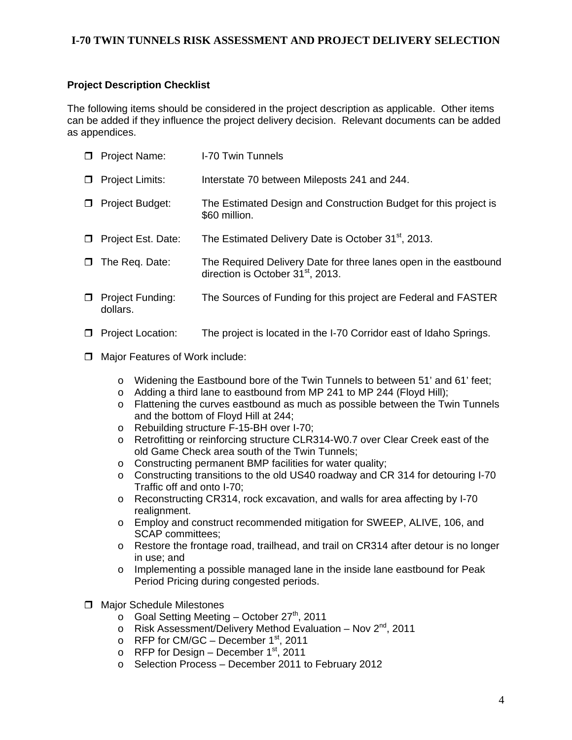### Project Description Checklist

The following items should be considered in the project description as applicable. Other items can be added if they influence the project delivery decision. Relevant documents can be added as appendices.

- ❒ Project Name: I-70 Twin Tunnels
- ❒ Project Limits: Interstate 70 between Mileposts 241 and 244.
- ❒ Project Budget: The Estimated Design and Construction Budget for this project is \$60 million.
- ❒ Project Est. Date: The Estimated Delivery Date is October 31st, 2013.
- ❒ The Req. Date: The Required Delivery Date for three lanes open in the eastbound direction is October 31st, 2013.
- ❒ Project Funding: The Sources of Funding for this project are Federal and FASTER dollars.
- ❒ Project Location: The project is located in the I-70 Corridor east of Idaho Springs.
- ❒ Major Features of Work include:
  - Widening the Eastbound bore of the Twin Tunnels to between 51' and 61' feet;
  - Adding a third lane to eastbound from MP 241 to MP 244 (Floyd Hill);
  - Flattening the curves eastbound as much as possible between the Twin Tunnels and the bottom of Floyd Hill at 244;
  - Rebuilding structure F-15-BH over I-70;
  - Retrofitting or reinforcing structure CLR314-W0.7 over Clear Creek east of the old Game Check area south of the Twin Tunnels;
  - Constructing permanent BMP facilities for water quality;
  - Constructing transitions to the old US40 roadway and CR 314 for detouring I-70 Traffic off and onto I-70;
  - Reconstructing CR314, rock excavation, and walls for area affecting by I-70 realignment.
  - Employ and construct recommended mitigation for SWEEP, ALIVE, 106, and SCAP committees;
  - Restore the frontage road, trailhead, and trail on CR314 after detour is no longer in use; and
  - Implementing a possible managed lane in the inside lane eastbound for Peak Period Pricing during congested periods.
- ❒ Major Schedule Milestones
  - Goal Setting Meeting – October 27th, 2011
  - Risk Assessment/Delivery Method Evaluation – Nov 2nd, 2011
  - RFP for CM/GC – December 1st, 2011
  - RFP for Design – December 1st, 2011
  - Selection Process – December 2011 to February 2012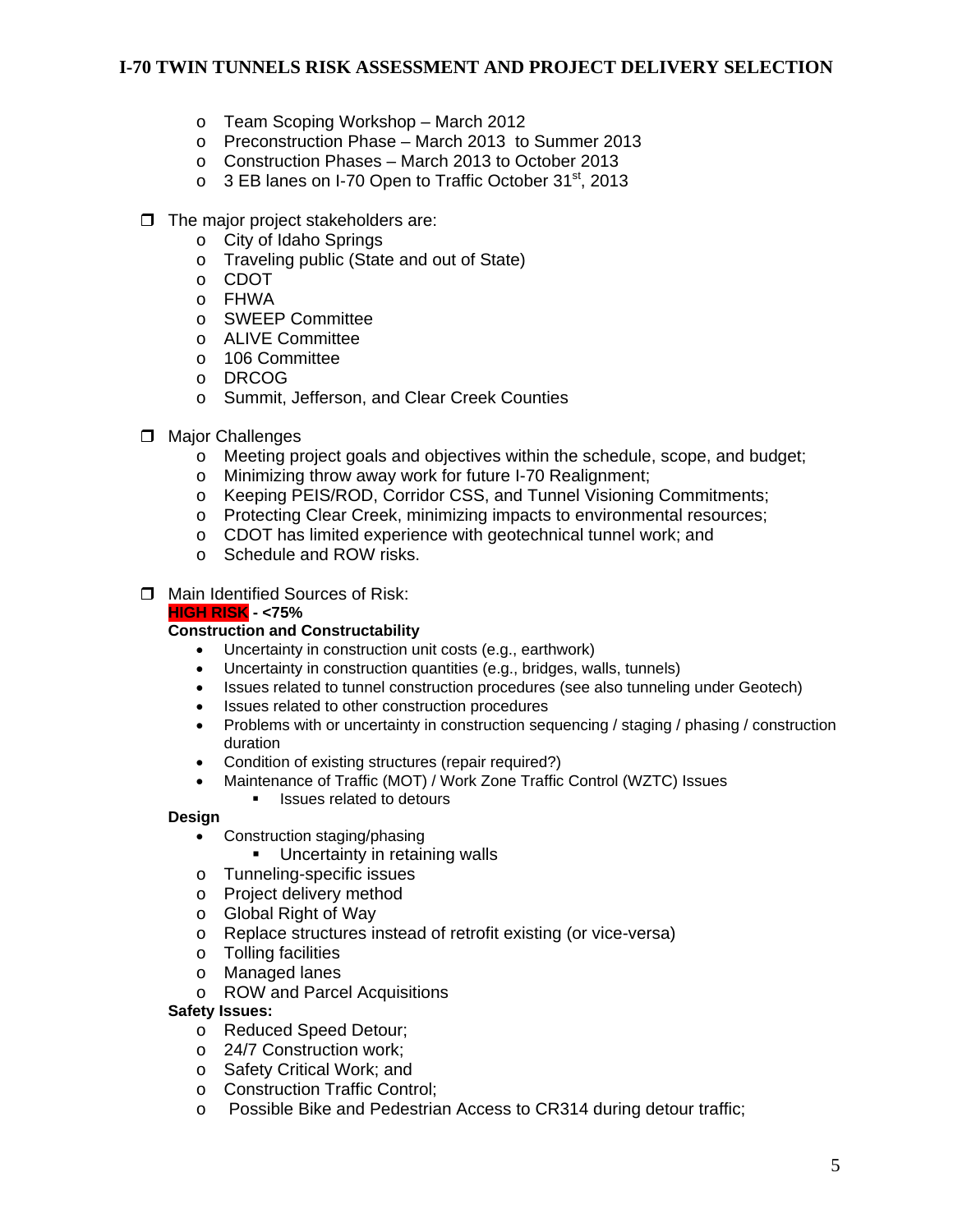- Team Scoping Workshop – March 2012
- Preconstruction Phase – March 2013 to Summer 2013
- Construction Phases – March 2013 to October 2013
- 3 EB lanes on I-70 Open to Traffic October 31st, 2013

❒ The major project stakeholders are:

- City of Idaho Springs
- Traveling public (State and out of State)
- CDOT
- FHWA
- SWEEP Committee
- ALIVE Committee
- 106 Committee
- DRCOG
- Summit, Jefferson, and Clear Creek Counties

❒ Major Challenges

- Meeting project goals and objectives within the schedule, scope, and budget;
- Minimizing throw away work for future I-70 Realignment;
- Keeping PEIS/ROD, Corridor CSS, and Tunnel Visioning Commitments;
- Protecting Clear Creek, minimizing impacts to environmental resources;
- CDOT has limited experience with geotechnical tunnel work; and
- Schedule and ROW risks.

❒ Main Identified Sources of Risk:

**HIGH RISK - <75%**

**Construction and Constructability**

- Uncertainty in construction unit costs (e.g., earthwork)
- Uncertainty in construction quantities (e.g., bridges, walls, tunnels)
- Issues related to tunnel construction procedures (see also tunneling under Geotech)
- Issues related to other construction procedures
- Problems with or uncertainty in construction sequencing / staging / phasing / construction duration
- Condition of existing structures (repair required?)
- Maintenance of Traffic (MOT) / Work Zone Traffic Control (WZTC) Issues
  - Issues related to detours

**Design**

- Construction staging/phasing
  - Uncertainty in retaining walls
- Tunneling-specific issues
- Project delivery method
- Global Right of Way
- Replace structures instead of retrofit existing (or vice-versa)
- Tolling facilities
- Managed lanes
- ROW and Parcel Acquisitions

**Safety Issues:**

- Reduced Speed Detour;
- 24/7 Construction work;
- Safety Critical Work; and
- Construction Traffic Control;
- Possible Bike and Pedestrian Access to CR314 during detour traffic;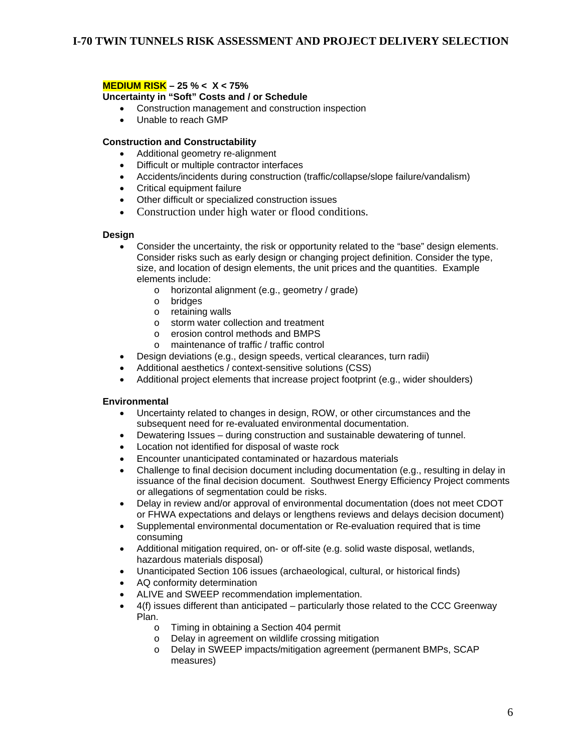**MEDIUM RISK – 25 % < X < 75%**

**Uncertainty in "Soft" Costs and / or Schedule**

- Construction management and construction inspection
- Unable to reach GMP

**Construction and Constructability**

- Additional geometry re-alignment
- Difficult or multiple contractor interfaces
- Accidents/incidents during construction (traffic/collapse/slope failure/vandalism)
- Critical equipment failure
- Other difficult or specialized construction issues
- Construction under high water or flood conditions.

**Design**

- Consider the uncertainty, the risk or opportunity related to the "base" design elements. Consider risks such as early design or changing project definition. Consider the type, size, and location of design elements, the unit prices and the quantities. Example elements include:
    - horizontal alignment (e.g., geometry / grade)
    - bridges
    - retaining walls
    - storm water collection and treatment
    - erosion control methods and BMPS
    - maintenance of traffic / traffic control
- Design deviations (e.g., design speeds, vertical clearances, turn radii)
- Additional aesthetics / context-sensitive solutions (CSS)
- Additional project elements that increase project footprint (e.g., wider shoulders)

**Environmental**

- Uncertainty related to changes in design, ROW, or other circumstances and the subsequent need for re-evaluated environmental documentation.
- Dewatering Issues – during construction and sustainable dewatering of tunnel.
- Location not identified for disposal of waste rock
- Encounter unanticipated contaminated or hazardous materials
- Challenge to final decision document including documentation (e.g., resulting in delay in issuance of the final decision document. Southwest Energy Efficiency Project comments or allegations of segmentation could be risks.
- Delay in review and/or approval of environmental documentation (does not meet CDOT or FHWA expectations and delays or lengthens reviews and delays decision document)
- Supplemental environmental documentation or Re-evaluation required that is time consuming
- Additional mitigation required, on- or off-site (e.g. solid waste disposal, wetlands, hazardous materials disposal)
- Unanticipated Section 106 issues (archaeological, cultural, or historical finds)
- AQ conformity determination
- ALIVE and SWEEP recommendation implementation.
- 4(f) issues different than anticipated – particularly those related to the CCC Greenway Plan.
    - Timing in obtaining a Section 404 permit
    - Delay in agreement on wildlife crossing mitigation
    - Delay in SWEEP impacts/mitigation agreement (permanent BMPs, SCAP measures)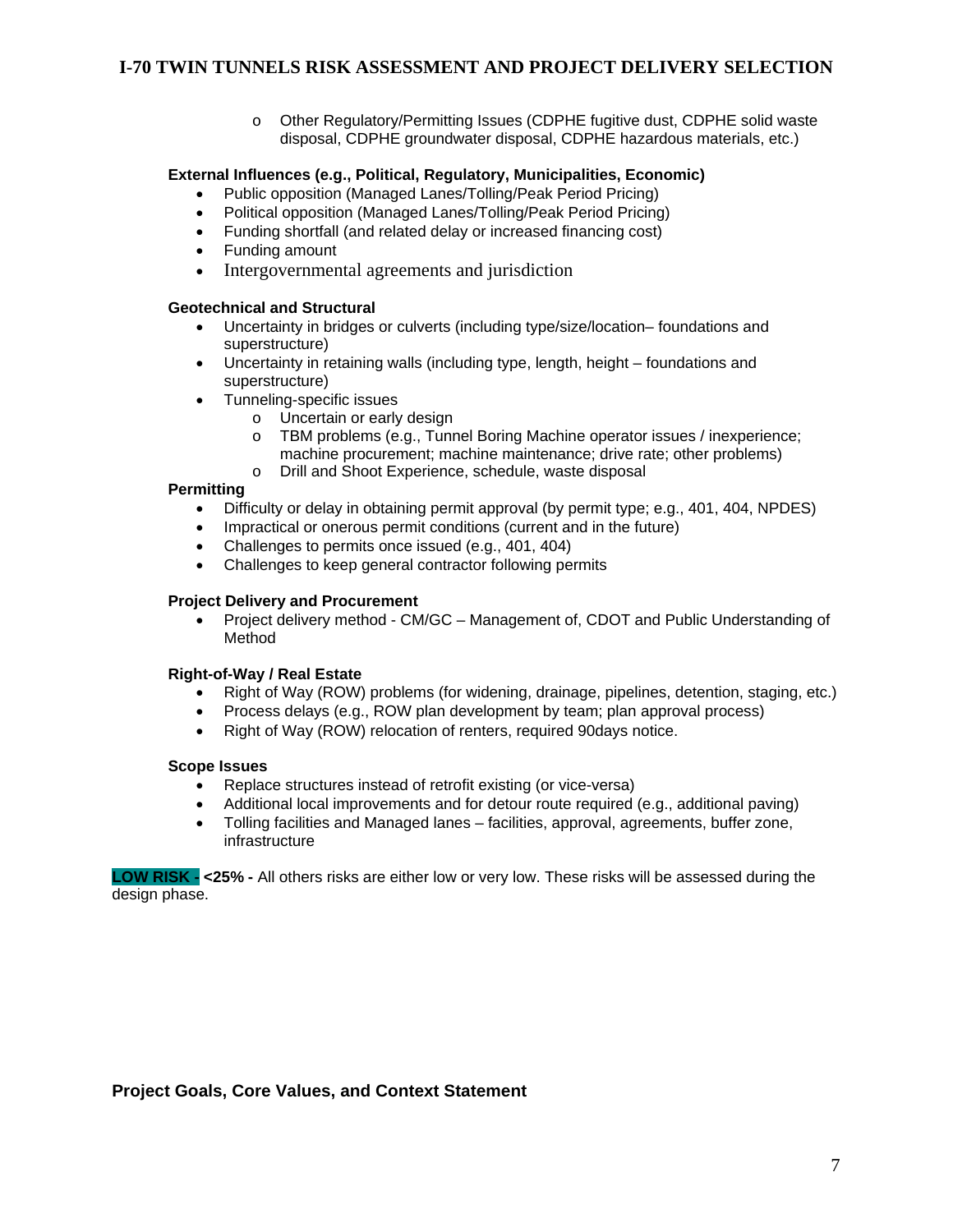- Other Regulatory/Permitting Issues (CDPHE fugitive dust, CDPHE solid waste disposal, CDPHE groundwater disposal, CDPHE hazardous materials, etc.)

**External Influences (e.g., Political, Regulatory, Municipalities, Economic)**

- Public opposition (Managed Lanes/Tolling/Peak Period Pricing)
- Political opposition (Managed Lanes/Tolling/Peak Period Pricing)
- Funding shortfall (and related delay or increased financing cost)
- Funding amount
- Intergovernmental agreements and jurisdiction

**Geotechnical and Structural**

- Uncertainty in bridges or culverts (including type/size/location– foundations and superstructure)
- Uncertainty in retaining walls (including type, length, height – foundations and superstructure)
- Tunneling-specific issues
  - Uncertain or early design
  - TBM problems (e.g., Tunnel Boring Machine operator issues / inexperience; machine procurement; machine maintenance; drive rate; other problems)
  - Drill and Shoot Experience, schedule, waste disposal

**Permitting**

- Difficulty or delay in obtaining permit approval (by permit type; e.g., 401, 404, NPDES)
- Impractical or onerous permit conditions (current and in the future)
- Challenges to permits once issued (e.g., 401, 404)
- Challenges to keep general contractor following permits

**Project Delivery and Procurement**

- Project delivery method - CM/GC – Management of, CDOT and Public Understanding of Method

**Right-of-Way / Real Estate**

- Right of Way (ROW) problems (for widening, drainage, pipelines, detention, staging, etc.)
- Process delays (e.g., ROW plan development by team; plan approval process)
- Right of Way (ROW) relocation of renters, required 90days notice.

**Scope Issues**

- Replace structures instead of retrofit existing (or vice-versa)
- Additional local improvements and for detour route required (e.g., additional paving)
- Tolling facilities and Managed lanes – facilities, approval, agreements, buffer zone, infrastructure

**LOW RISK - <25% -** All others risks are either low or very low. These risks will be assessed during the design phase.

**Project Goals, Core Values, and Context Statement**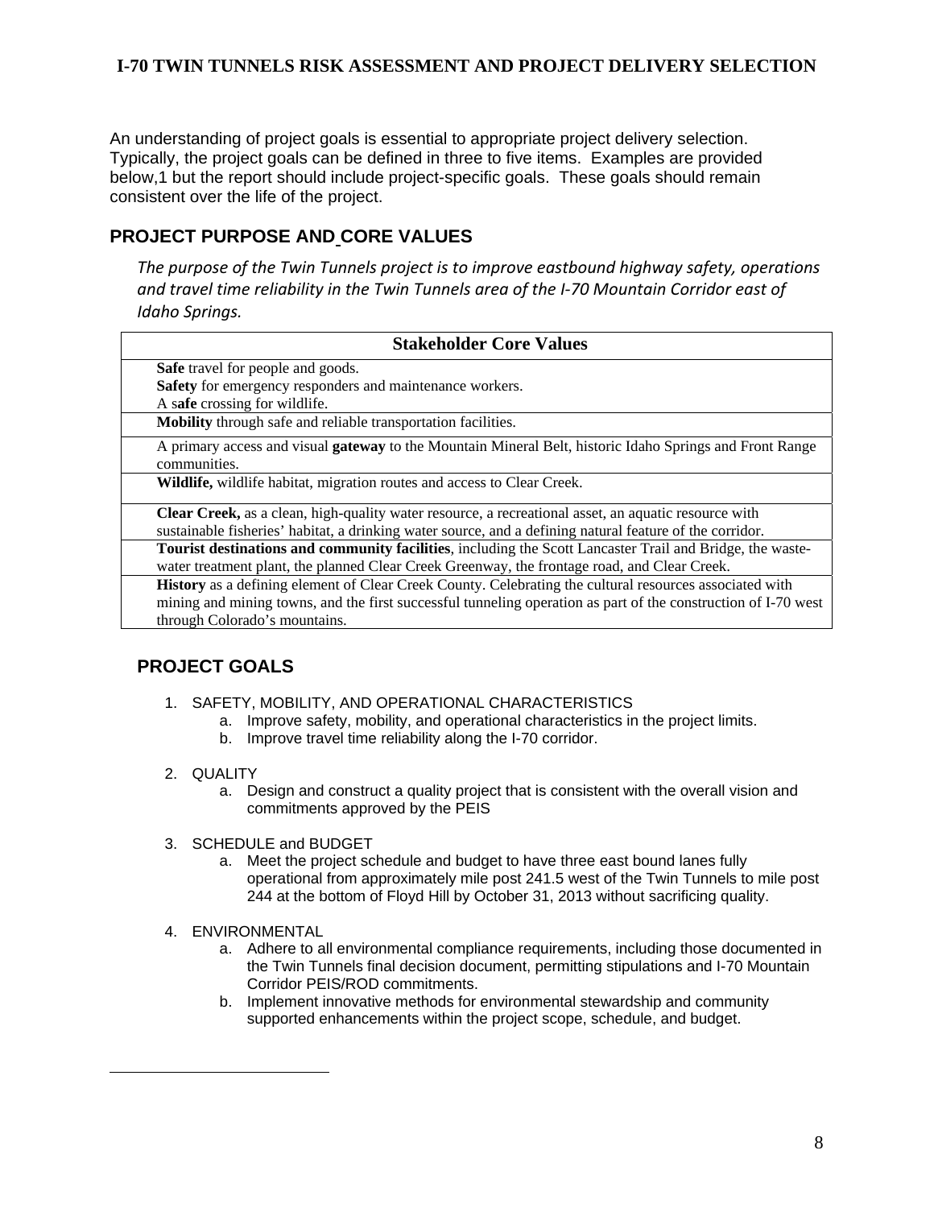An understanding of project goals is essential to appropriate project delivery selection. Typically, the project goals can be defined in three to five items. Examples are provided below,[1] but the report should include project-specific goals. These goals should remain consistent over the life of the project.

## PROJECT PURPOSE AND CORE VALUES

*The purpose of the Twin Tunnels project is to improve eastbound highway safety, operations and travel time reliability in the Twin Tunnels area of the I-70 Mountain Corridor east of Idaho Springs.*

| Stakeholder Core Values |
|---|
| **Safe** travel for people and goods.<br>**Safety** for emergency responders and maintenance workers.<br>A s**afe** crossing for wildlife. |
| **Mobility** through safe and reliable transportation facilities. |
| A primary access and visual **gateway** to the Mountain Mineral Belt, historic Idaho Springs and Front Range communities. |
| **Wildlife,** wildlife habitat, migration routes and access to Clear Creek. |
| **Clear Creek,** as a clean, high-quality water resource, a recreational asset, an aquatic resource with sustainable fisheries' habitat, a drinking water source, and a defining natural feature of the corridor. |
| **Tourist destinations and community facilities**, including the Scott Lancaster Trail and Bridge, the waste-water treatment plant, the planned Clear Creek Greenway, the frontage road, and Clear Creek. |
| **History** as a defining element of Clear Creek County. Celebrating the cultural resources associated with mining and mining towns, and the first successful tunneling operation as part of the construction of I-70 west through Colorado's mountains. |

## PROJECT GOALS

1. SAFETY, MOBILITY, AND OPERATIONAL CHARACTERISTICS
   a. Improve safety, mobility, and operational characteristics in the project limits.
   b. Improve travel time reliability along the I-70 corridor.

2. QUALITY
   a. Design and construct a quality project that is consistent with the overall vision and commitments approved by the PEIS

3. SCHEDULE and BUDGET
   a. Meet the project schedule and budget to have three east bound lanes fully operational from approximately mile post 241.5 west of the Twin Tunnels to mile post 244 at the bottom of Floyd Hill by October 31, 2013 without sacrificing quality.

4. ENVIRONMENTAL
   a. Adhere to all environmental compliance requirements, including those documented in the Twin Tunnels final decision document, permitting stipulations and I-70 Mountain Corridor PEIS/ROD commitments.
   b. Implement innovative methods for environmental stewardship and community supported enhancements within the project scope, schedule, and budget.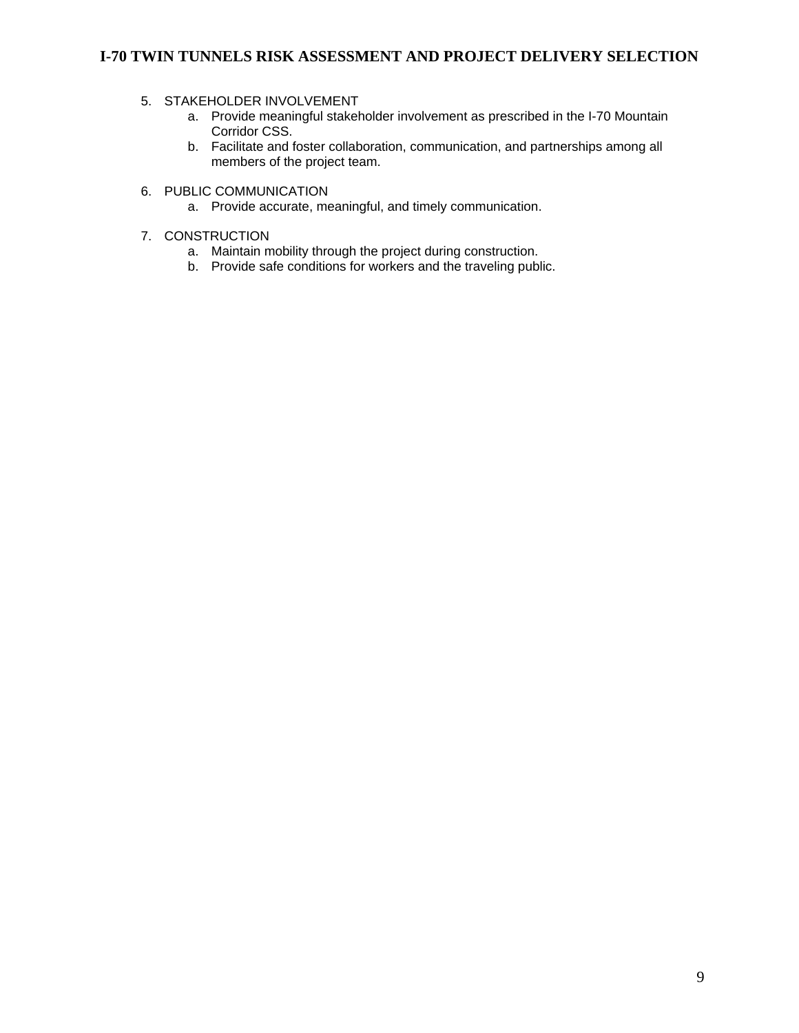5. STAKEHOLDER INVOLVEMENT
    a. Provide meaningful stakeholder involvement as prescribed in the I-70 Mountain Corridor CSS.
    b. Facilitate and foster collaboration, communication, and partnerships among all members of the project team.

6. PUBLIC COMMUNICATION
    a. Provide accurate, meaningful, and timely communication.

7. CONSTRUCTION
    a. Maintain mobility through the project during construction.
    b. Provide safe conditions for workers and the traveling public.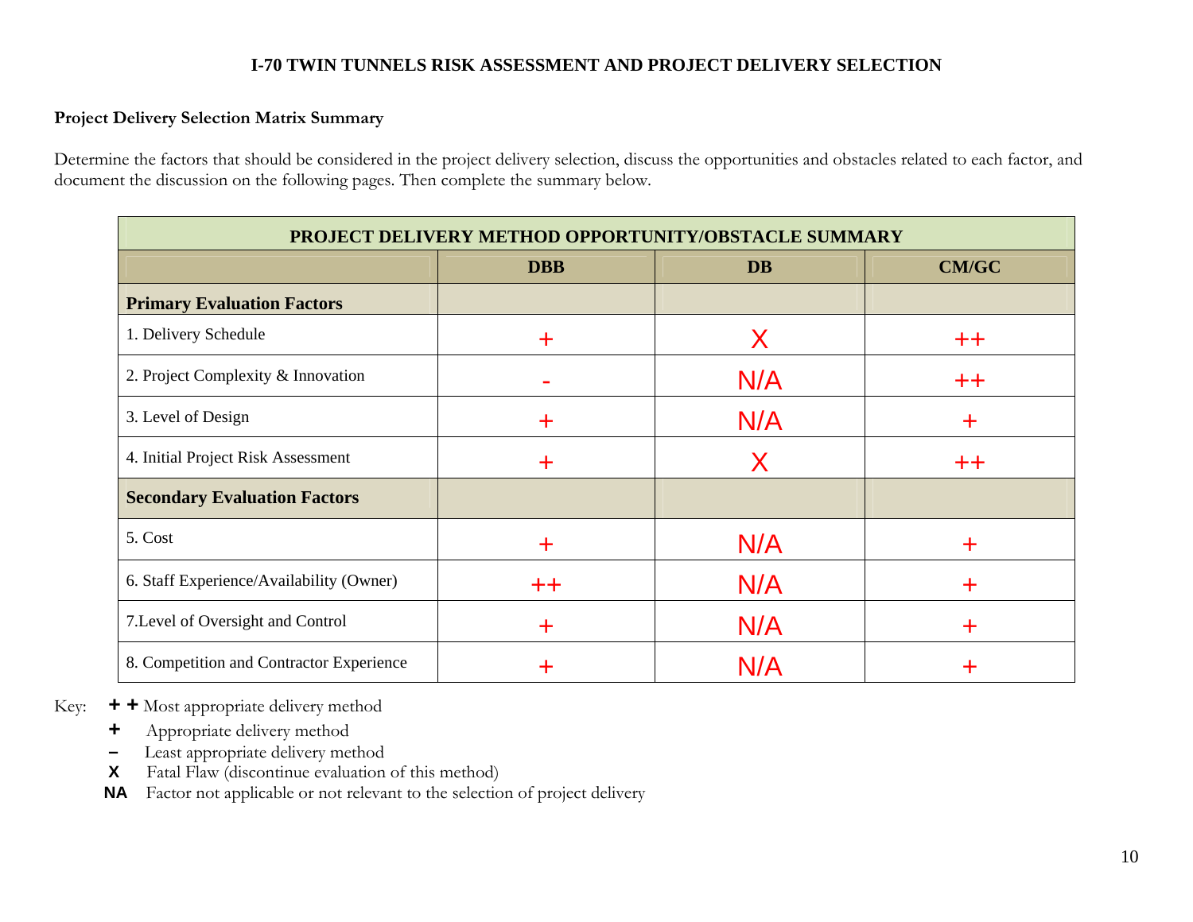**I-70 TWIN TUNNELS RISK ASSESSMENT AND PROJECT DELIVERY SELECTION**

**Project Delivery Selection Matrix Summary**

Determine the factors that should be considered in the project delivery selection, discuss the opportunities and obstacles related to each factor, and document the discussion on the following pages. Then complete the summary below.

| PROJECT DELIVERY METHOD OPPORTUNITY/OBSTACLE SUMMARY | | | |
|---|---|---|---|
| | **DBB** | **DB** | **CM/GC** |
| **Primary Evaluation Factors** | | | |
| 1. Delivery Schedule | + | X | ++ |
| 2. Project Complexity & Innovation | - | N/A | ++ |
| 3. Level of Design | + | N/A | + |
| 4. Initial Project Risk Assessment | + | X | ++ |
| **Secondary Evaluation Factors** | | | |
| 5. Cost | + | N/A | + |
| 6. Staff Experience/Availability (Owner) | ++ | N/A | + |
| 7.Level of Oversight and Control | + | N/A | + |
| 8. Competition and Contractor Experience | + | N/A | + |

Key:
- **+ +** Most appropriate delivery method
- **+** Appropriate delivery method
- **–** Least appropriate delivery method
- **X** Fatal Flaw (discontinue evaluation of this method)
- **NA** Factor not applicable or not relevant to the selection of project delivery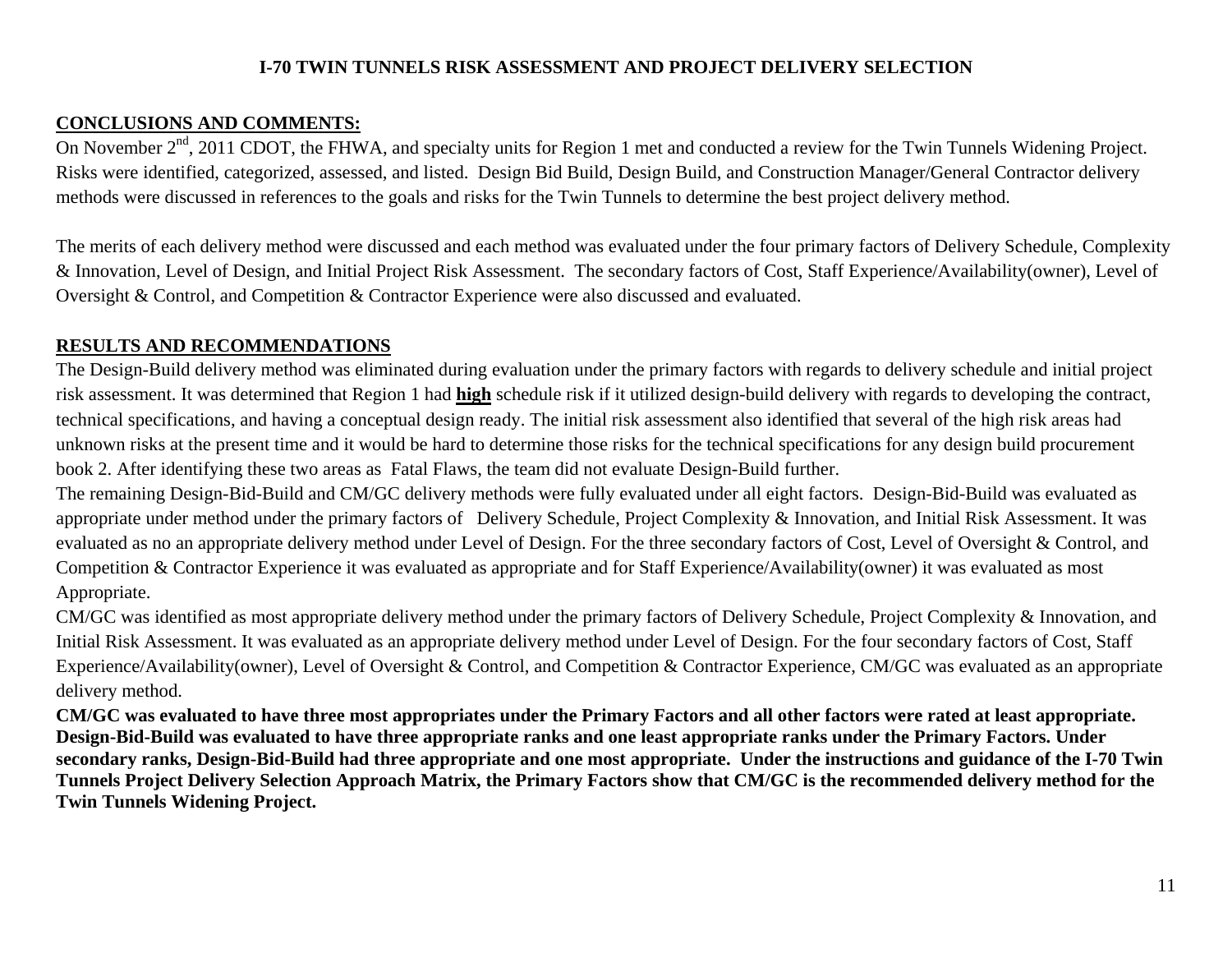**I-70 TWIN TUNNELS RISK ASSESSMENT AND PROJECT DELIVERY SELECTION**

## CONCLUSIONS AND COMMENTS:

On November 2nd, 2011 CDOT, the FHWA, and specialty units for Region 1 met and conducted a review for the Twin Tunnels Widening Project. Risks were identified, categorized, assessed, and listed. Design Bid Build, Design Build, and Construction Manager/General Contractor delivery methods were discussed in references to the goals and risks for the Twin Tunnels to determine the best project delivery method.

The merits of each delivery method were discussed and each method was evaluated under the four primary factors of Delivery Schedule, Complexity & Innovation, Level of Design, and Initial Project Risk Assessment. The secondary factors of Cost, Staff Experience/Availability(owner), Level of Oversight & Control, and Competition & Contractor Experience were also discussed and evaluated.

## RESULTS AND RECOMMENDATIONS

The Design-Build delivery method was eliminated during evaluation under the primary factors with regards to delivery schedule and initial project risk assessment. It was determined that Region 1 had **high** schedule risk if it utilized design-build delivery with regards to developing the contract, technical specifications, and having a conceptual design ready. The initial risk assessment also identified that several of the high risk areas had unknown risks at the present time and it would be hard to determine those risks for the technical specifications for any design build procurement book 2. After identifying these two areas as Fatal Flaws, the team did not evaluate Design-Build further.

The remaining Design-Bid-Build and CM/GC delivery methods were fully evaluated under all eight factors. Design-Bid-Build was evaluated as appropriate under method under the primary factors of Delivery Schedule, Project Complexity & Innovation, and Initial Risk Assessment. It was evaluated as no an appropriate delivery method under Level of Design. For the three secondary factors of Cost, Level of Oversight & Control, and Competition & Contractor Experience it was evaluated as appropriate and for Staff Experience/Availability(owner) it was evaluated as most Appropriate.

CM/GC was identified as most appropriate delivery method under the primary factors of Delivery Schedule, Project Complexity & Innovation, and Initial Risk Assessment. It was evaluated as an appropriate delivery method under Level of Design. For the four secondary factors of Cost, Staff Experience/Availability(owner), Level of Oversight & Control, and Competition & Contractor Experience, CM/GC was evaluated as an appropriate delivery method.

**CM/GC was evaluated to have three most appropriates under the Primary Factors and all other factors were rated at least appropriate. Design-Bid-Build was evaluated to have three appropriate ranks and one least appropriate ranks under the Primary Factors. Under secondary ranks, Design-Bid-Build had three appropriate and one most appropriate. Under the instructions and guidance of the I-70 Twin Tunnels Project Delivery Selection Approach Matrix, the Primary Factors show that CM/GC is the recommended delivery method for the Twin Tunnels Widening Project.**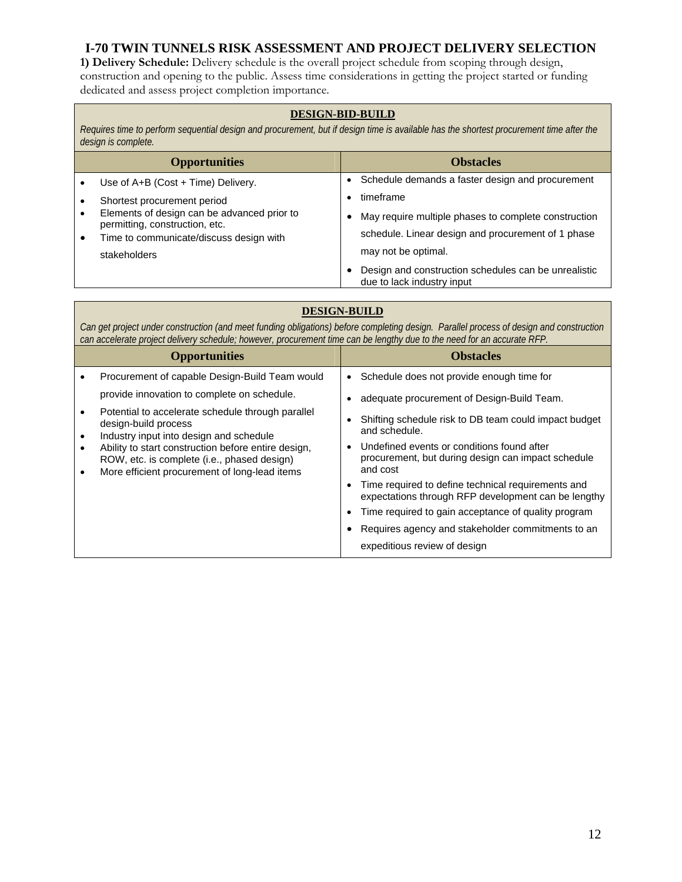# I-70 TWIN TUNNELS RISK ASSESSMENT AND PROJECT DELIVERY SELECTION

**1) Delivery Schedule:** Delivery schedule is the overall project schedule from scoping through design, construction and opening to the public. Assess time considerations in getting the project started or funding dedicated and assess project completion importance.

**DESIGN-BID-BUILD**

*Requires time to perform sequential design and procurement, but if design time is available has the shortest procurement time after the design is complete.*

| Opportunities | Obstacles |
| --- | --- |
| • Use of A+B (Cost + Time) Delivery.<br>• Shortest procurement period<br>• Elements of design can be advanced prior to permitting, construction, etc.<br>• Time to communicate/discuss design with stakeholders | • Schedule demands a faster design and procurement<br>• timeframe<br>• May require multiple phases to complete construction schedule. Linear design and procurement of 1 phase may not be optimal.<br>• Design and construction schedules can be unrealistic due to lack industry input |

**DESIGN-BUILD**

*Can get project under construction (and meet funding obligations) before completing design. Parallel process of design and construction can accelerate project delivery schedule; however, procurement time can be lengthy due to the need for an accurate RFP.*

| Opportunities | Obstacles |
| --- | --- |
| • Procurement of capable Design-Build Team would provide innovation to complete on schedule.<br>• Potential to accelerate schedule through parallel design-build process<br>• Industry input into design and schedule<br>• Ability to start construction before entire design, ROW, etc. is complete (i.e., phased design)<br>• More efficient procurement of long-lead items | • Schedule does not provide enough time for<br>• adequate procurement of Design-Build Team.<br>• Shifting schedule risk to DB team could impact budget and schedule.<br>• Undefined events or conditions found after procurement, but during design can impact schedule and cost<br>• Time required to define technical requirements and expectations through RFP development can be lengthy<br>• Time required to gain acceptance of quality program<br>• Requires agency and stakeholder commitments to an expeditious review of design |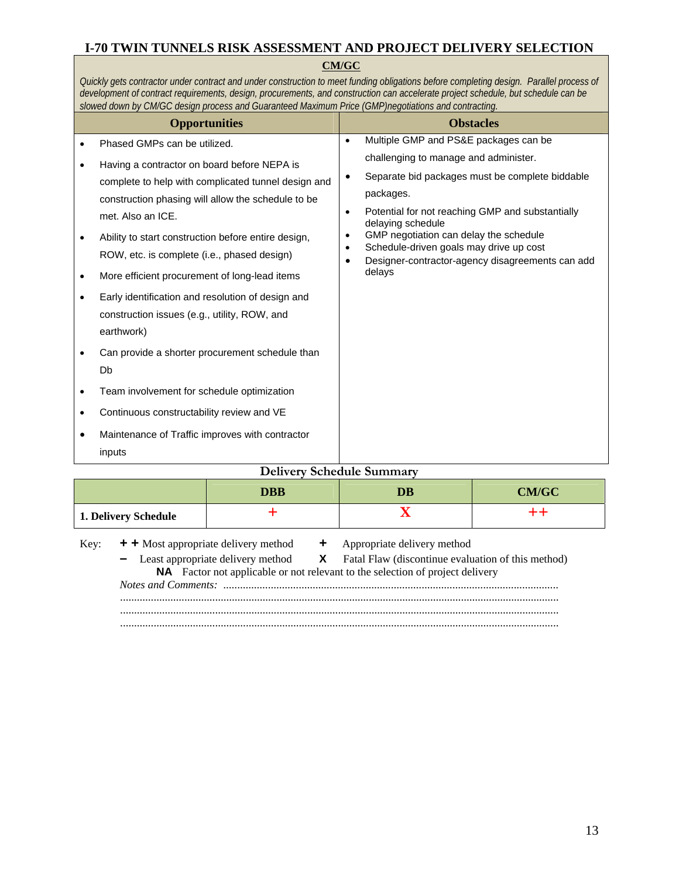# I-70 TWIN TUNNELS RISK ASSESSMENT AND PROJECT DELIVERY SELECTION

## CM/GC

*Quickly gets contractor under contract and under construction to meet funding obligations before completing design. Parallel process of development of contract requirements, design, procurements, and construction can accelerate project schedule, but schedule can be slowed down by CM/GC design process and Guaranteed Maximum Price (GMP)negotiations and contracting.*

| Opportunities | Obstacles |
|---|---|
| • Phased GMPs can be utilized.<br>• Having a contractor on board before NEPA is complete to help with complicated tunnel design and construction phasing will allow the schedule to be met. Also an ICE.<br>• Ability to start construction before entire design, ROW, etc. is complete (i.e., phased design)<br>• More efficient procurement of long-lead items<br>• Early identification and resolution of design and construction issues (e.g., utility, ROW, and earthwork)<br>• Can provide a shorter procurement schedule than Db<br>• Team involvement for schedule optimization<br>• Continuous constructability review and VE<br>• Maintenance of Traffic improves with contractor inputs | • Multiple GMP and PS&E packages can be challenging to manage and administer.<br>• Separate bid packages must be complete biddable packages.<br>• Potential for not reaching GMP and substantially delaying schedule<br>• GMP negotiation can delay the schedule<br>• Schedule-driven goals may drive up cost<br>• Designer-contractor-agency disagreements can add delays |

**Delivery Schedule Summary**

| | DBB | DB | CM/GC |
|---|---|---|---|
| **1. Delivery Schedule** | + | X | ++ |

Key:
**+ +** Most appropriate delivery method  **+** Appropriate delivery method
**–** Least appropriate delivery method  **X** Fatal Flaw (discontinue evaluation of this method)
**NA** Factor not applicable or not relevant to the selection of project delivery

*Notes and Comments:* ........................................................................................................................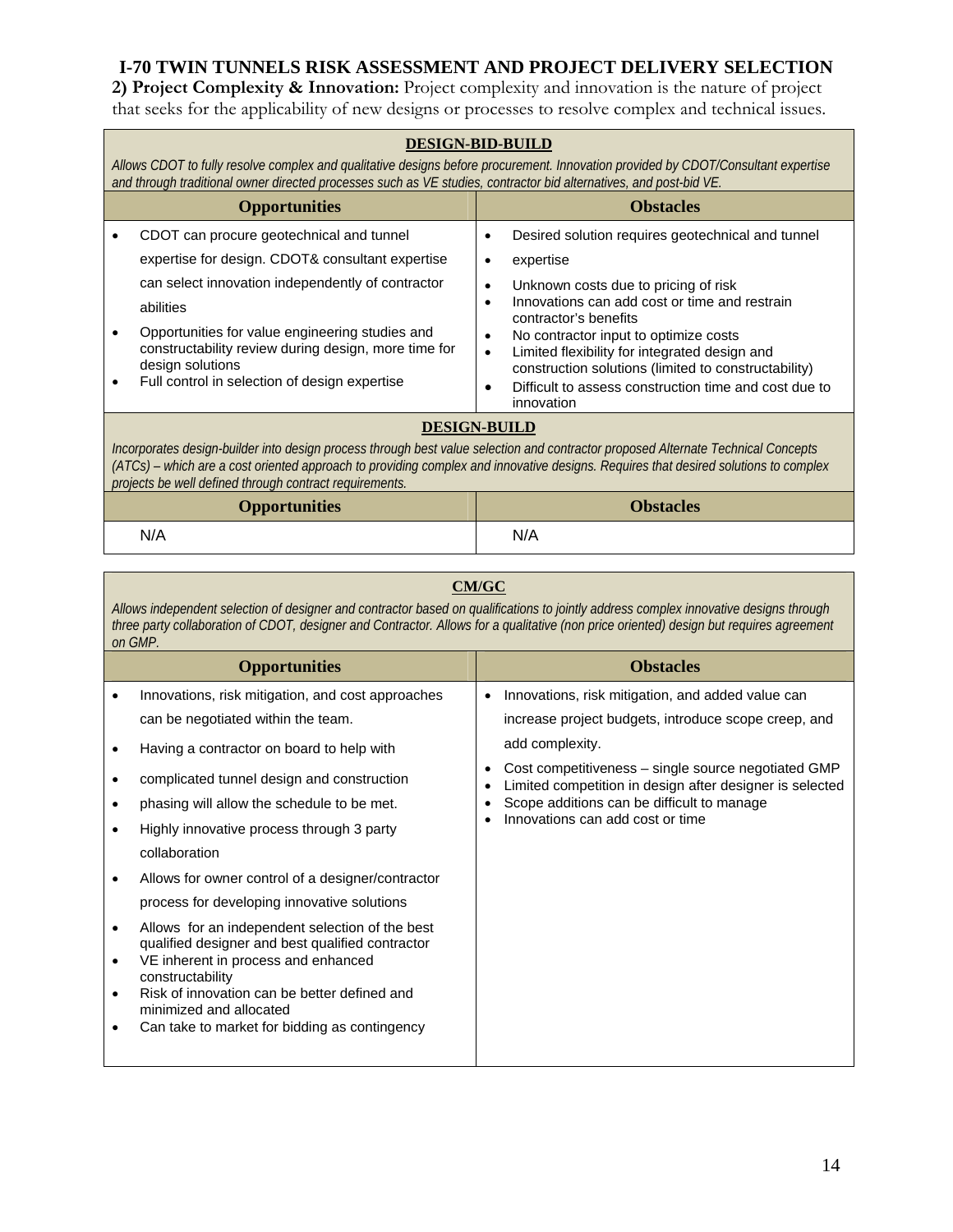# I-70 TWIN TUNNELS RISK ASSESSMENT AND PROJECT DELIVERY SELECTION

**2) Project Complexity & Innovation:** Project complexity and innovation is the nature of project that seeks for the applicability of new designs or processes to resolve complex and technical issues.

**DESIGN-BID-BUILD**

*Allows CDOT to fully resolve complex and qualitative designs before procurement. Innovation provided by CDOT/Consultant expertise and through traditional owner directed processes such as VE studies, contractor bid alternatives, and post-bid VE.*

| Opportunities | Obstacles |
|---|---|
| • CDOT can procure geotechnical and tunnel expertise for design. CDOT& consultant expertise can select innovation independently of contractor abilities<br>• Opportunities for value engineering studies and constructability review during design, more time for design solutions<br>• Full control in selection of design expertise | • Desired solution requires geotechnical and tunnel<br>• expertise<br>• Unknown costs due to pricing of risk<br>• Innovations can add cost or time and restrain contractor's benefits<br>• No contractor input to optimize costs<br>• Limited flexibility for integrated design and construction solutions (limited to constructability)<br>• Difficult to assess construction time and cost due to innovation |

**DESIGN-BUILD**

*Incorporates design-builder into design process through best value selection and contractor proposed Alternate Technical Concepts (ATCs) – which are a cost oriented approach to providing complex and innovative designs. Requires that desired solutions to complex projects be well defined through contract requirements.*

| Opportunities | Obstacles |
|---|---|
| N/A | N/A |

**CM/GC**

*Allows independent selection of designer and contractor based on qualifications to jointly address complex innovative designs through three party collaboration of CDOT, designer and Contractor. Allows for a qualitative (non price oriented) design but requires agreement on GMP.*

| Opportunities | Obstacles |
|---|---|
| • Innovations, risk mitigation, and cost approaches can be negotiated within the team.<br>• Having a contractor on board to help with<br>• complicated tunnel design and construction<br>• phasing will allow the schedule to be met.<br>• Highly innovative process through 3 party collaboration<br>• Allows for owner control of a designer/contractor process for developing innovative solutions<br>• Allows for an independent selection of the best qualified designer and best qualified contractor<br>• VE inherent in process and enhanced constructability<br>• Risk of innovation can be better defined and minimized and allocated<br>• Can take to market for bidding as contingency | • Innovations, risk mitigation, and added value can increase project budgets, introduce scope creep, and add complexity.<br>• Cost competitiveness – single source negotiated GMP<br>• Limited competition in design after designer is selected<br>• Scope additions can be difficult to manage<br>• Innovations can add cost or time |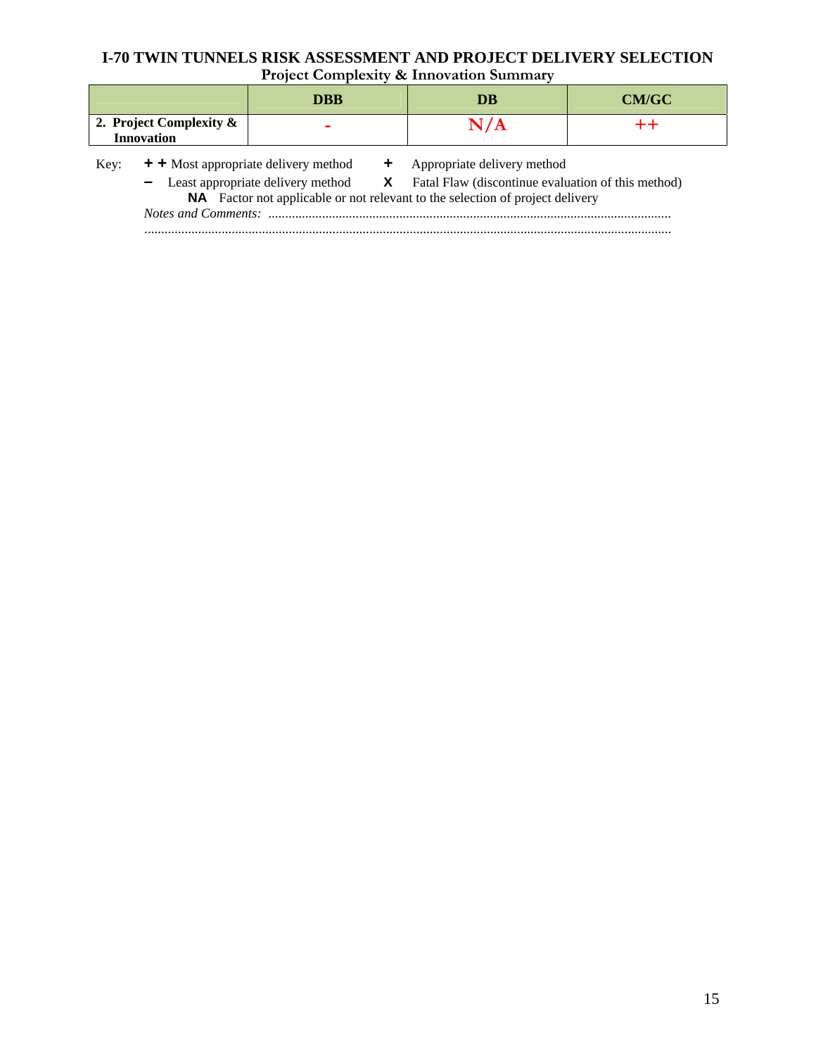# I-70 TWIN TUNNELS RISK ASSESSMENT AND PROJECT DELIVERY SELECTION

## Project Complexity & Innovation Summary

| | DBB | DB | CM/GC |
|---|---|---|---|
| **2. Project Complexity & Innovation** | - | N/A | ++ |

Key: **+ +** Most appropriate delivery method **+** Appropriate delivery method

**−** Least appropriate delivery method **X** Fatal Flaw (discontinue evaluation of this method)

**NA** Factor not applicable or not relevant to the selection of project delivery

*Notes and Comments:* ........................................................................................................................

............................................................................................................................................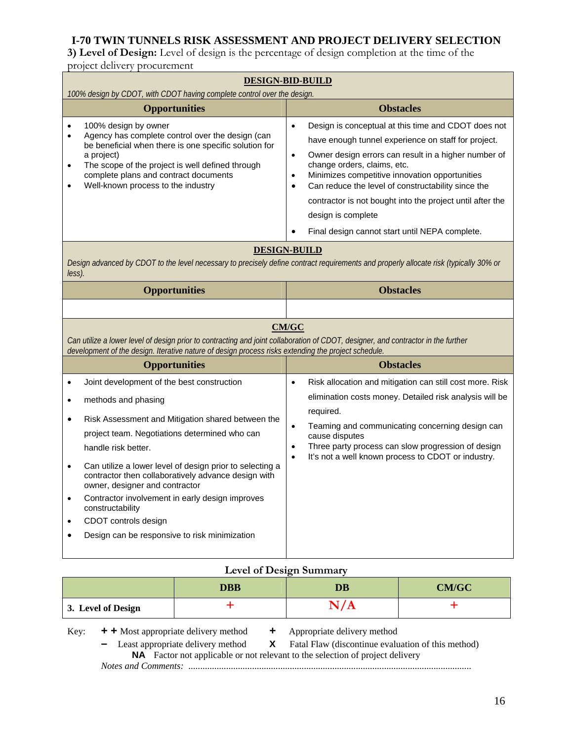## I-70 TWIN TUNNELS RISK ASSESSMENT AND PROJECT DELIVERY SELECTION

**3) Level of Design:** Level of design is the percentage of design completion at the time of the project delivery procurement

| **DESIGN-BID-BUILD** | |
|---|---|
| *100% design by CDOT, with CDOT having complete control over the design.* | |
| **Opportunities** | **Obstacles** |
| • 100% design by owner<br>• Agency has complete control over the design (can be beneficial when there is one specific solution for a project)<br>• The scope of the project is well defined through complete plans and contract documents<br>• Well-known process to the industry | • Design is conceptual at this time and CDOT does not have enough tunnel experience on staff for project.<br>• Owner design errors can result in a higher number of change orders, claims, etc.<br>• Minimizes competitive innovation opportunities<br>• Can reduce the level of constructability since the contractor is not bought into the project until after the design is complete<br>• Final design cannot start until NEPA complete. |
| **DESIGN-BUILD** | |
| *Design advanced by CDOT to the level necessary to precisely define contract requirements and properly allocate risk (typically 30% or less).* | |
| **Opportunities** | **Obstacles** |
| | |
| **CM/GC** | |
| *Can utilize a lower level of design prior to contracting and joint collaboration of CDOT, designer, and contractor in the further development of the design. Iterative nature of design process risks extending the project schedule.* | |
| **Opportunities** | **Obstacles** |
| • Joint development of the best construction<br>• methods and phasing<br>• Risk Assessment and Mitigation shared between the project team. Negotiations determined who can handle risk better.<br>• Can utilize a lower level of design prior to selecting a contractor then collaboratively advance design with owner, designer and contractor<br>• Contractor involvement in early design improves constructability<br>• CDOT controls design<br>• Design can be responsive to risk minimization | • Risk allocation and mitigation can still cost more. Risk elimination costs money. Detailed risk analysis will be required.<br>• Teaming and communicating concerning design can cause disputes<br>• Three party process can slow progression of design<br>• It's not a well known process to CDOT or industry. |

### Level of Design Summary

| | DBB | DB | CM/GC |
|---|---|---|---|
| **3. Level of Design** | + | N/A | + |

Key: **+ +** Most appropriate delivery method **+** Appropriate delivery method
**–** Least appropriate delivery method **X** Fatal Flaw (discontinue evaluation of this method)
**NA** Factor not applicable or not relevant to the selection of project delivery

*Notes and Comments:* ........................................................................................................................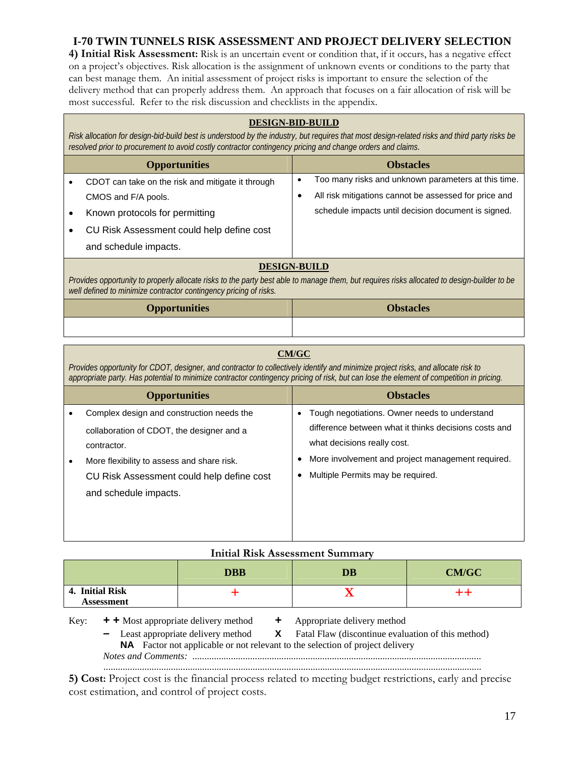# I-70 TWIN TUNNELS RISK ASSESSMENT AND PROJECT DELIVERY SELECTION

**4) Initial Risk Assessment:** Risk is an uncertain event or condition that, if it occurs, has a negative effect on a project's objectives. Risk allocation is the assignment of unknown events or conditions to the party that can best manage them. An initial assessment of project risks is important to ensure the selection of the delivery method that can properly address them. An approach that focuses on a fair allocation of risk will be most successful. Refer to the risk discussion and checklists in the appendix.

**DESIGN-BID-BUILD**

*Risk allocation for design-bid-build best is understood by the industry, but requires that most design-related risks and third party risks be resolved prior to procurement to avoid costly contractor contingency pricing and change orders and claims.*

| Opportunities | Obstacles |
|---|---|
| • CDOT can take on the risk and mitigate it through CMOS and F/A pools.<br>• Known protocols for permitting<br>• CU Risk Assessment could help define cost and schedule impacts. | • Too many risks and unknown parameters at this time.<br>• All risk mitigations cannot be assessed for price and schedule impacts until decision document is signed. |

**DESIGN-BUILD**

*Provides opportunity to properly allocate risks to the party best able to manage them, but requires risks allocated to design-builder to be well defined to minimize contractor contingency pricing of risks.*

| Opportunities | Obstacles |
|---|---|
| | |

**CM/GC**

*Provides opportunity for CDOT, designer, and contractor to collectively identify and minimize project risks, and allocate risk to appropriate party. Has potential to minimize contractor contingency pricing of risk, but can lose the element of competition in pricing.*

| Opportunities | Obstacles |
|---|---|
| • Complex design and construction needs the collaboration of CDOT, the designer and a contractor.<br>• More flexibility to assess and share risk. CU Risk Assessment could help define cost and schedule impacts. | • Tough negotiations. Owner needs to understand difference between what it thinks decisions costs and what decisions really cost.<br>• More involvement and project management required.<br>• Multiple Permits may be required. |

**Initial Risk Assessment Summary**

| | DBB | DB | CM/GC |
|---|---|---|---|
| **4. Initial Risk Assessment** | + | X | ++ |

Key: **+ +** Most appropriate delivery method **+** Appropriate delivery method
**–** Least appropriate delivery method **X** Fatal Flaw (discontinue evaluation of this method)
**NA** Factor not applicable or not relevant to the selection of project delivery

*Notes and Comments:* ..........................................................................................................................
..........................................................................................................................................................

**5) Cost:** Project cost is the financial process related to meeting budget restrictions, early and precise cost estimation, and control of project costs.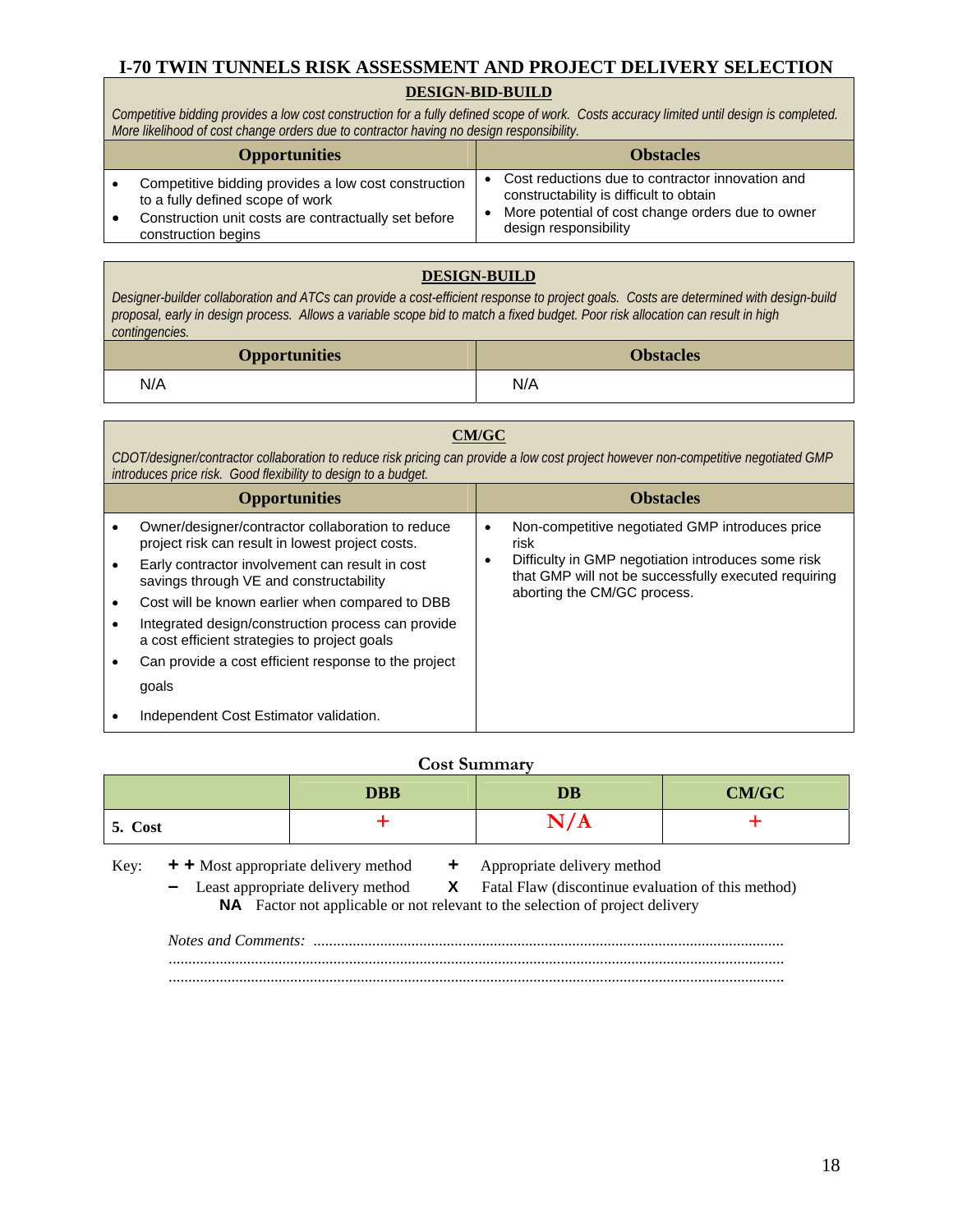# I-70 TWIN TUNNELS RISK ASSESSMENT AND PROJECT DELIVERY SELECTION

## DESIGN-BID-BUILD

*Competitive bidding provides a low cost construction for a fully defined scope of work. Costs accuracy limited until design is completed. More likelihood of cost change orders due to contractor having no design responsibility.*

| Opportunities | Obstacles |
|---|---|
| • Competitive bidding provides a low cost construction to a fully defined scope of work<br>• Construction unit costs are contractually set before construction begins | • Cost reductions due to contractor innovation and constructability is difficult to obtain<br>• More potential of cost change orders due to owner design responsibility |

## DESIGN-BUILD

*Designer-builder collaboration and ATCs can provide a cost-efficient response to project goals. Costs are determined with design-build proposal, early in design process. Allows a variable scope bid to match a fixed budget. Poor risk allocation can result in high contingencies.*

| Opportunities | Obstacles |
|---|---|
| N/A | N/A |

## CM/GC

*CDOT/designer/contractor collaboration to reduce risk pricing can provide a low cost project however non-competitive negotiated GMP introduces price risk. Good flexibility to design to a budget.*

| Opportunities | Obstacles |
|---|---|
| • Owner/designer/contractor collaboration to reduce project risk can result in lowest project costs.<br>• Early contractor involvement can result in cost savings through VE and constructability<br>• Cost will be known earlier when compared to DBB<br>• Integrated design/construction process can provide a cost efficient strategies to project goals<br>• Can provide a cost efficient response to the project goals<br>• Independent Cost Estimator validation. | • Non-competitive negotiated GMP introduces price risk<br>• Difficulty in GMP negotiation introduces some risk that GMP will not be successfully executed requiring aborting the CM/GC process. |

### Cost Summary

| | DBB | DB | CM/GC |
|---|---|---|---|
| 5. Cost | + | N/A | + |

Key: **+ +** Most appropriate delivery method  **+** Appropriate delivery method
**–** Least appropriate delivery method  **X** Fatal Flaw (discontinue evaluation of this method)
**NA** Factor not applicable or not relevant to the selection of project delivery

*Notes and Comments:* ......................................................................................................................
..........................................................................................................................................
..........................................................................................................................................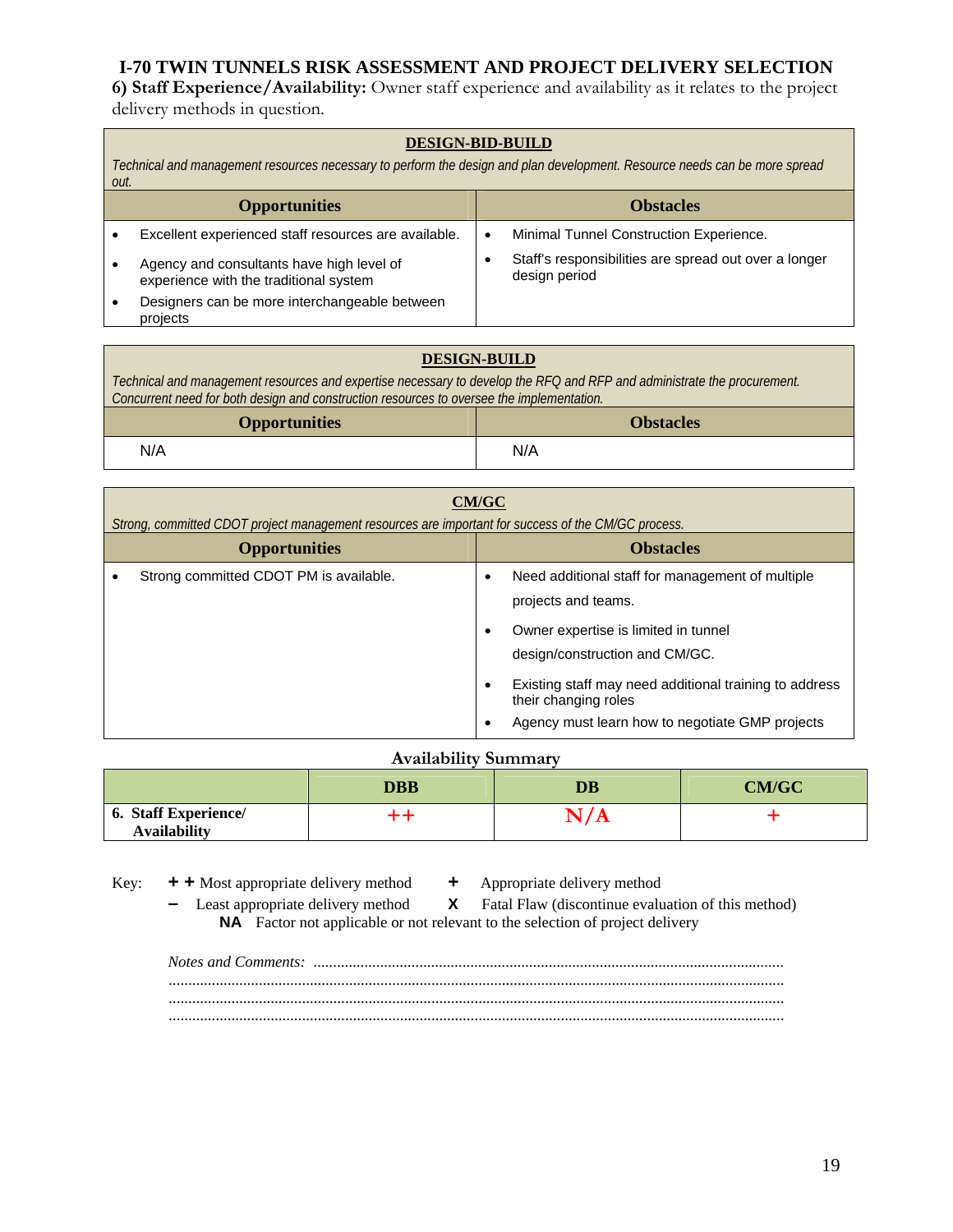# I-70 TWIN TUNNELS RISK ASSESSMENT AND PROJECT DELIVERY SELECTION

**6) Staff Experience/Availability:** Owner staff experience and availability as it relates to the project delivery methods in question.

**DESIGN-BID-BUILD**

*Technical and management resources necessary to perform the design and plan development. Resource needs can be more spread out.*

| Opportunities | Obstacles |
|---|---|
| • Excellent experienced staff resources are available.<br>• Agency and consultants have high level of experience with the traditional system<br>• Designers can be more interchangeable between projects | • Minimal Tunnel Construction Experience.<br>• Staff's responsibilities are spread out over a longer design period |

**DESIGN-BUILD**

*Technical and management resources and expertise necessary to develop the RFQ and RFP and administrate the procurement. Concurrent need for both design and construction resources to oversee the implementation.*

| Opportunities | Obstacles |
|---|---|
| N/A | N/A |

**CM/GC**

*Strong, committed CDOT project management resources are important for success of the CM/GC process.*

| Opportunities | Obstacles |
|---|---|
| • Strong committed CDOT PM is available. | • Need additional staff for management of multiple projects and teams.<br>• Owner expertise is limited in tunnel design/construction and CM/GC.<br>• Existing staff may need additional training to address their changing roles<br>• Agency must learn how to negotiate GMP projects |

**Availability Summary**

| | DBB | DB | CM/GC |
|---|---|---|---|
| **6. Staff Experience/ Availability** | ++ | N/A | + |

Key:
- **+ +** Most appropriate delivery method
- **+** Appropriate delivery method
- **–** Least appropriate delivery method
- **X** Fatal Flaw (discontinue evaluation of this method)
- **NA** Factor not applicable or not relevant to the selection of project delivery

*Notes and Comments:* ...............................................................................................................
.............................................................................................................................................
.............................................................................................................................................
.............................................................................................................................................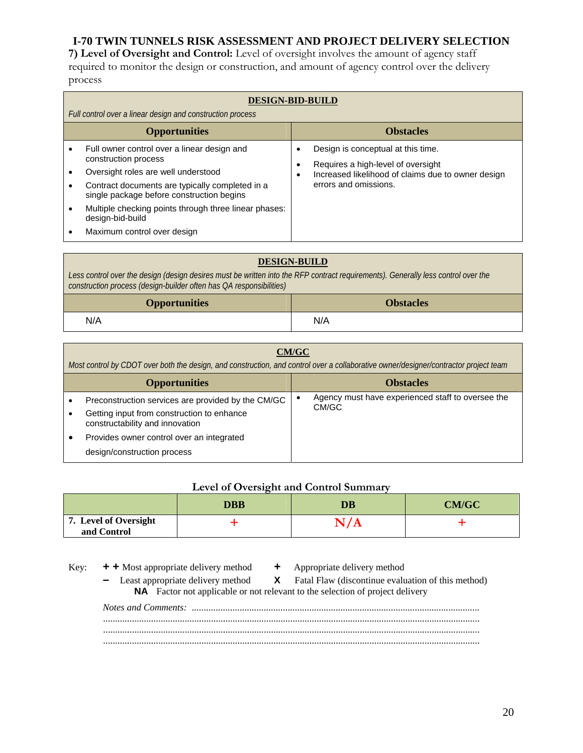# I-70 TWIN TUNNELS RISK ASSESSMENT AND PROJECT DELIVERY SELECTION

**7) Level of Oversight and Control:** Level of oversight involves the amount of agency staff required to monitor the design or construction, and amount of agency control over the delivery process

| **DESIGN-BID-BUILD**<br>*Full control over a linear design and construction process* | |
|---|---|
| **Opportunities** | **Obstacles** |
| • Full owner control over a linear design and construction process<br>• Oversight roles are well understood<br>• Contract documents are typically completed in a single package before construction begins<br>• Multiple checking points through three linear phases: design-bid-build<br>• Maximum control over design | • Design is conceptual at this time.<br>• Requires a high-level of oversight<br>• Increased likelihood of claims due to owner design errors and omissions. |

| **DESIGN-BUILD**<br>*Less control over the design (design desires must be written into the RFP contract requirements). Generally less control over the construction process (design-builder often has QA responsibilities)* | |
|---|---|
| **Opportunities** | **Obstacles** |
| N/A | N/A |

| **CM/GC**<br>*Most control by CDOT over both the design, and construction, and control over a collaborative owner/designer/contractor project team* | |
|---|---|
| **Opportunities** | **Obstacles** |
| • Preconstruction services are provided by the CM/GC<br>• Getting input from construction to enhance constructability and innovation<br>• Provides owner control over an integrated design/construction process | • Agency must have experienced staff to oversee the CM/GC |

**Level of Oversight and Control Summary**

| | DBB | DB | CM/GC |
|---|---|---|---|
| **7. Level of Oversight and Control** | + | N/A | + |

Key: **+ +** Most appropriate delivery method  **+** Appropriate delivery method
**–** Least appropriate delivery method  **X** Fatal Flaw (discontinue evaluation of this method)
**NA** Factor not applicable or not relevant to the selection of project delivery

*Notes and Comments:* ..........................................................................................................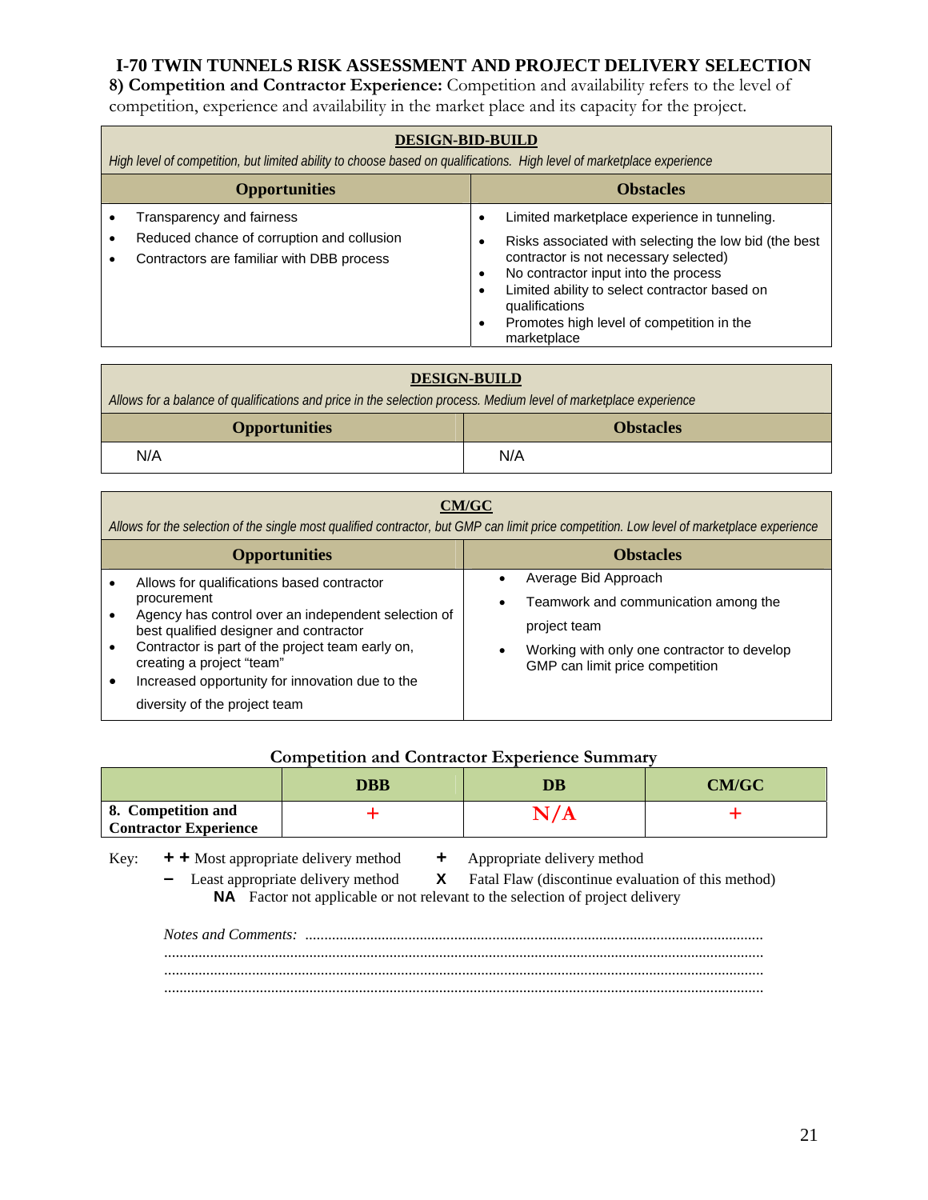# I-70 TWIN TUNNELS RISK ASSESSMENT AND PROJECT DELIVERY SELECTION

**8) Competition and Contractor Experience:** Competition and availability refers to the level of competition, experience and availability in the market place and its capacity for the project.

| **DESIGN-BID-BUILD** | |
|---|---|
| *High level of competition, but limited ability to choose based on qualifications. High level of marketplace experience* | |
| **Opportunities** | **Obstacles** |
| • Transparency and fairness<br>• Reduced chance of corruption and collusion<br>• Contractors are familiar with DBB process | • Limited marketplace experience in tunneling.<br>• Risks associated with selecting the low bid (the best contractor is not necessary selected)<br>• No contractor input into the process<br>• Limited ability to select contractor based on qualifications<br>• Promotes high level of competition in the marketplace |

| **DESIGN-BUILD** | |
|---|---|
| *Allows for a balance of qualifications and price in the selection process. Medium level of marketplace experience* | |
| **Opportunities** | **Obstacles** |
| N/A | N/A |

| **CM/GC** | |
|---|---|
| *Allows for the selection of the single most qualified contractor, but GMP can limit price competition. Low level of marketplace experience* | |
| **Opportunities** | **Obstacles** |
| • Allows for qualifications based contractor procurement<br>• Agency has control over an independent selection of best qualified designer and contractor<br>• Contractor is part of the project team early on, creating a project "team"<br>• Increased opportunity for innovation due to the diversity of the project team | • Average Bid Approach<br>• Teamwork and communication among the project team<br>• Working with only one contractor to develop GMP can limit price competition |

**Competition and Contractor Experience Summary**

| | DBB | DB | CM/GC |
|---|---|---|---|
| **8. Competition and Contractor Experience** | + | N/A | + |

Key: **+ +** Most appropriate delivery method **+** Appropriate delivery method
**–** Least appropriate delivery method **X** Fatal Flaw (discontinue evaluation of this method)
**NA** Factor not applicable or not relevant to the selection of project delivery

*Notes and Comments:* ......................................................................................................................
.........................................................................................................................................
.........................................................................................................................................
.........................................................................................................................................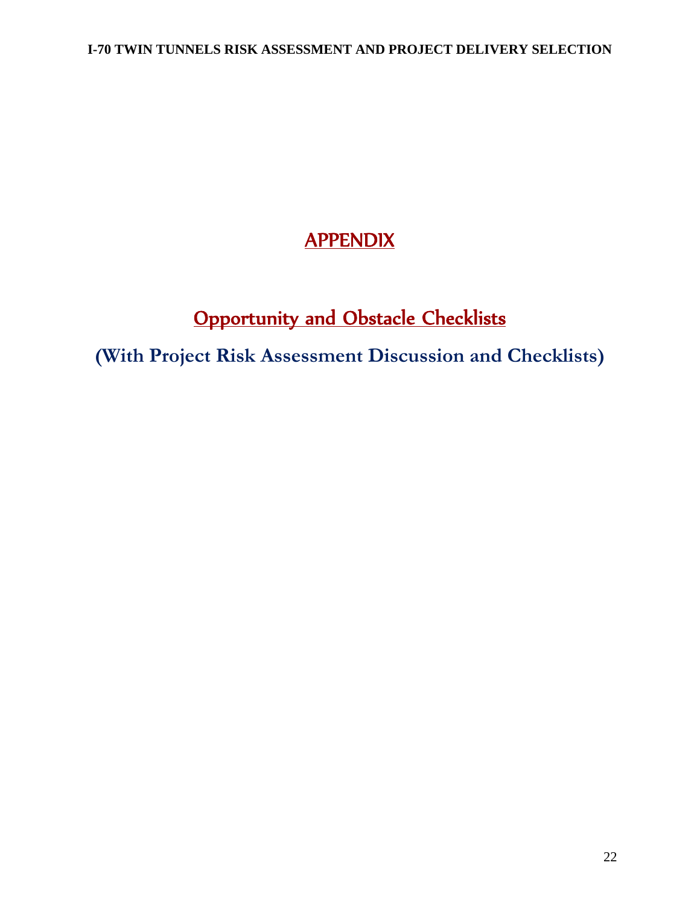# APPENDIX

## Opportunity and Obstacle Checklists

**(With Project Risk Assessment Discussion and Checklists)**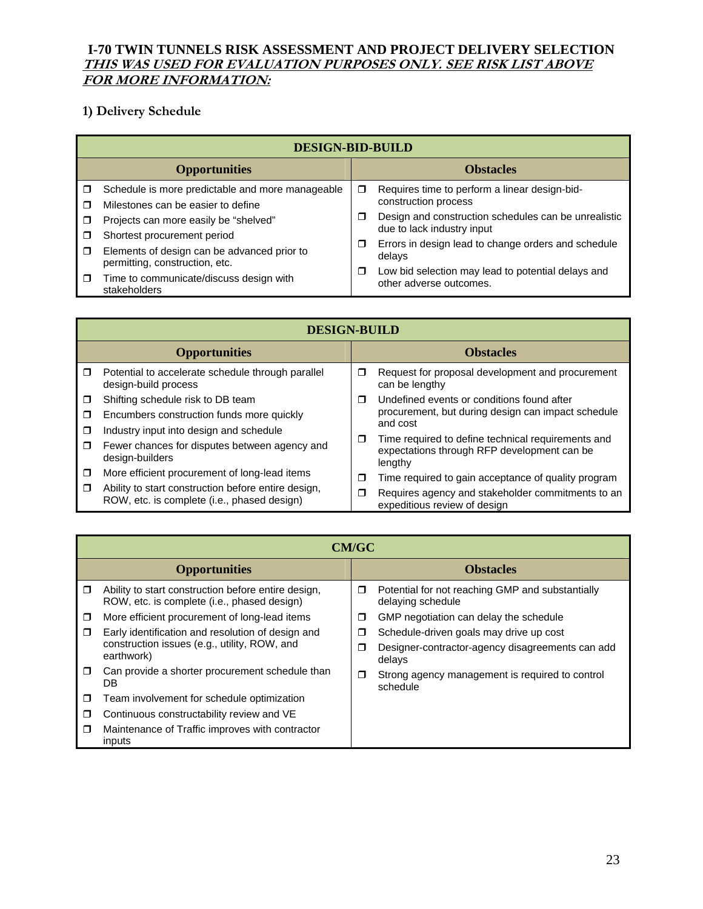## I-70 TWIN TUNNELS RISK ASSESSMENT AND PROJECT DELIVERY SELECTION

***THIS WAS USED FOR EVALUATION PURPOSES ONLY. SEE RISK LIST ABOVE FOR MORE INFORMATION:***

### 1) Delivery Schedule

| DESIGN-BID-BUILD | |
|---|---|
| **Opportunities** | **Obstacles** |
| ❒ Schedule is more predictable and more manageable<br>❒ Milestones can be easier to define<br>❒ Projects can more easily be "shelved"<br>❒ Shortest procurement period<br>❒ Elements of design can be advanced prior to permitting, construction, etc.<br>❒ Time to communicate/discuss design with stakeholders | ❒ Requires time to perform a linear design-bid-construction process<br>❒ Design and construction schedules can be unrealistic due to lack industry input<br>❒ Errors in design lead to change orders and schedule delays<br>❒ Low bid selection may lead to potential delays and other adverse outcomes. |

| DESIGN-BUILD | |
|---|---|
| **Opportunities** | **Obstacles** |
| ❒ Potential to accelerate schedule through parallel design-build process<br>❒ Shifting schedule risk to DB team<br>❒ Encumbers construction funds more quickly<br>❒ Industry input into design and schedule<br>❒ Fewer chances for disputes between agency and design-builders<br>❒ More efficient procurement of long-lead items<br>❒ Ability to start construction before entire design, ROW, etc. is complete (i.e., phased design) | ❒ Request for proposal development and procurement can be lengthy<br>❒ Undefined events or conditions found after procurement, but during design can impact schedule and cost<br>❒ Time required to define technical requirements and expectations through RFP development can be lengthy<br>❒ Time required to gain acceptance of quality program<br>❒ Requires agency and stakeholder commitments to an expeditious review of design |

| CM/GC | |
|---|---|
| **Opportunities** | **Obstacles** |
| ❒ Ability to start construction before entire design, ROW, etc. is complete (i.e., phased design)<br>❒ More efficient procurement of long-lead items<br>❒ Early identification and resolution of design and construction issues (e.g., utility, ROW, and earthwork)<br>❒ Can provide a shorter procurement schedule than DB<br>❒ Team involvement for schedule optimization<br>❒ Continuous constructability review and VE<br>❒ Maintenance of Traffic improves with contractor inputs | ❒ Potential for not reaching GMP and substantially delaying schedule<br>❒ GMP negotiation can delay the schedule<br>❒ Schedule-driven goals may drive up cost<br>❒ Designer-contractor-agency disagreements can add delays<br>❒ Strong agency management is required to control schedule |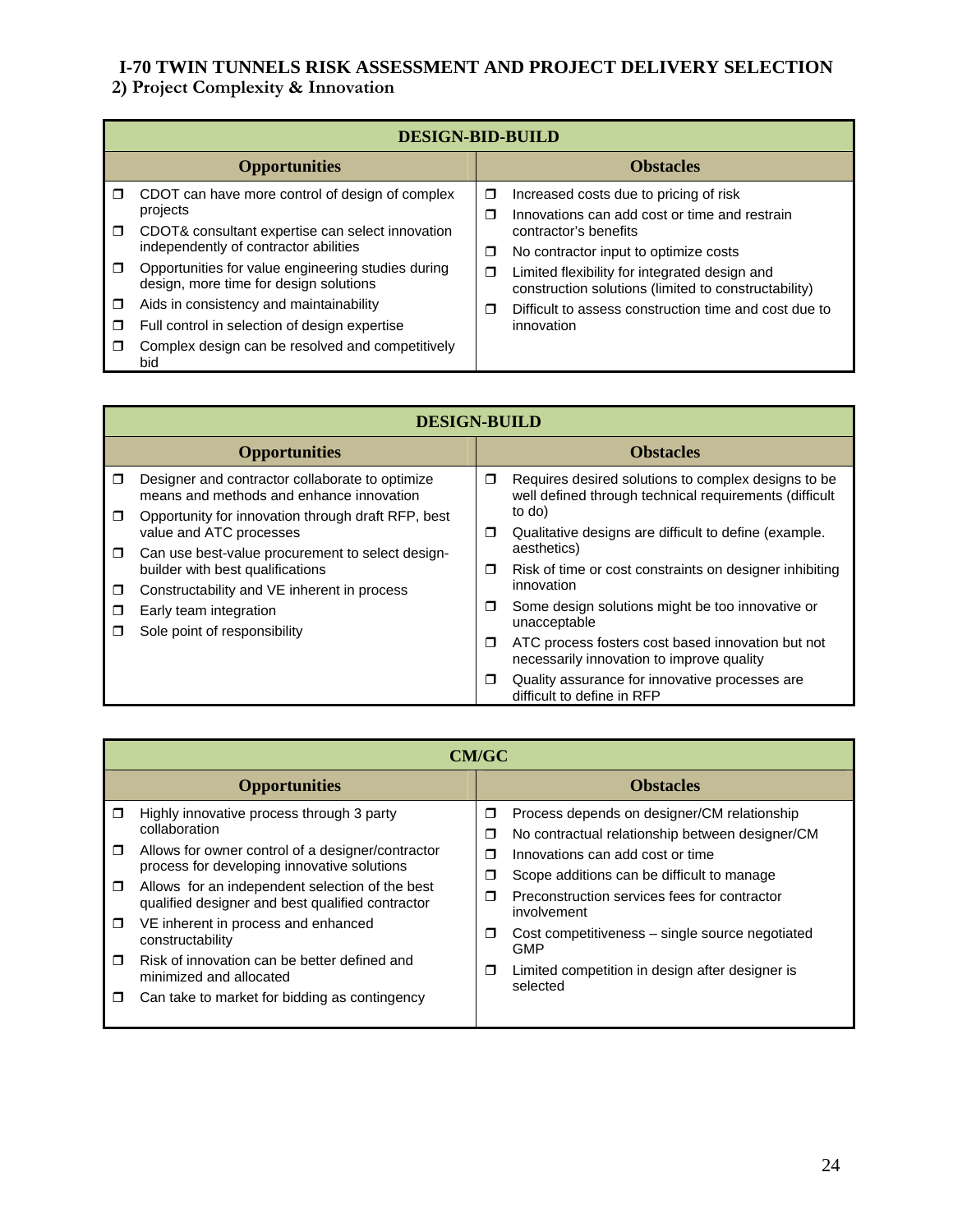# I-70 TWIN TUNNELS RISK ASSESSMENT AND PROJECT DELIVERY SELECTION

## 2) Project Complexity & Innovation

| DESIGN-BID-BUILD | |
|---|---|
| **Opportunities** | **Obstacles** |
| ❒ CDOT can have more control of design of complex projects<br>❒ CDOT& consultant expertise can select innovation independently of contractor abilities<br>❒ Opportunities for value engineering studies during design, more time for design solutions<br>❒ Aids in consistency and maintainability<br>❒ Full control in selection of design expertise<br>❒ Complex design can be resolved and competitively bid | ❒ Increased costs due to pricing of risk<br>❒ Innovations can add cost or time and restrain contractor's benefits<br>❒ No contractor input to optimize costs<br>❒ Limited flexibility for integrated design and construction solutions (limited to constructability)<br>❒ Difficult to assess construction time and cost due to innovation |

| DESIGN-BUILD | |
|---|---|
| **Opportunities** | **Obstacles** |
| ❒ Designer and contractor collaborate to optimize means and methods and enhance innovation<br>❒ Opportunity for innovation through draft RFP, best value and ATC processes<br>❒ Can use best-value procurement to select design-builder with best qualifications<br>❒ Constructability and VE inherent in process<br>❒ Early team integration<br>❒ Sole point of responsibility | ❒ Requires desired solutions to complex designs to be well defined through technical requirements (difficult to do)<br>❒ Qualitative designs are difficult to define (example. aesthetics)<br>❒ Risk of time or cost constraints on designer inhibiting innovation<br>❒ Some design solutions might be too innovative or unacceptable<br>❒ ATC process fosters cost based innovation but not necessarily innovation to improve quality<br>❒ Quality assurance for innovative processes are difficult to define in RFP |

| CM/GC | |
|---|---|
| **Opportunities** | **Obstacles** |
| ❒ Highly innovative process through 3 party collaboration<br>❒ Allows for owner control of a designer/contractor process for developing innovative solutions<br>❒ Allows for an independent selection of the best qualified designer and best qualified contractor<br>❒ VE inherent in process and enhanced constructability<br>❒ Risk of innovation can be better defined and minimized and allocated<br>❒ Can take to market for bidding as contingency | ❒ Process depends on designer/CM relationship<br>❒ No contractual relationship between designer/CM<br>❒ Innovations can add cost or time<br>❒ Scope additions can be difficult to manage<br>❒ Preconstruction services fees for contractor involvement<br>❒ Cost competitiveness – single source negotiated GMP<br>❒ Limited competition in design after designer is selected |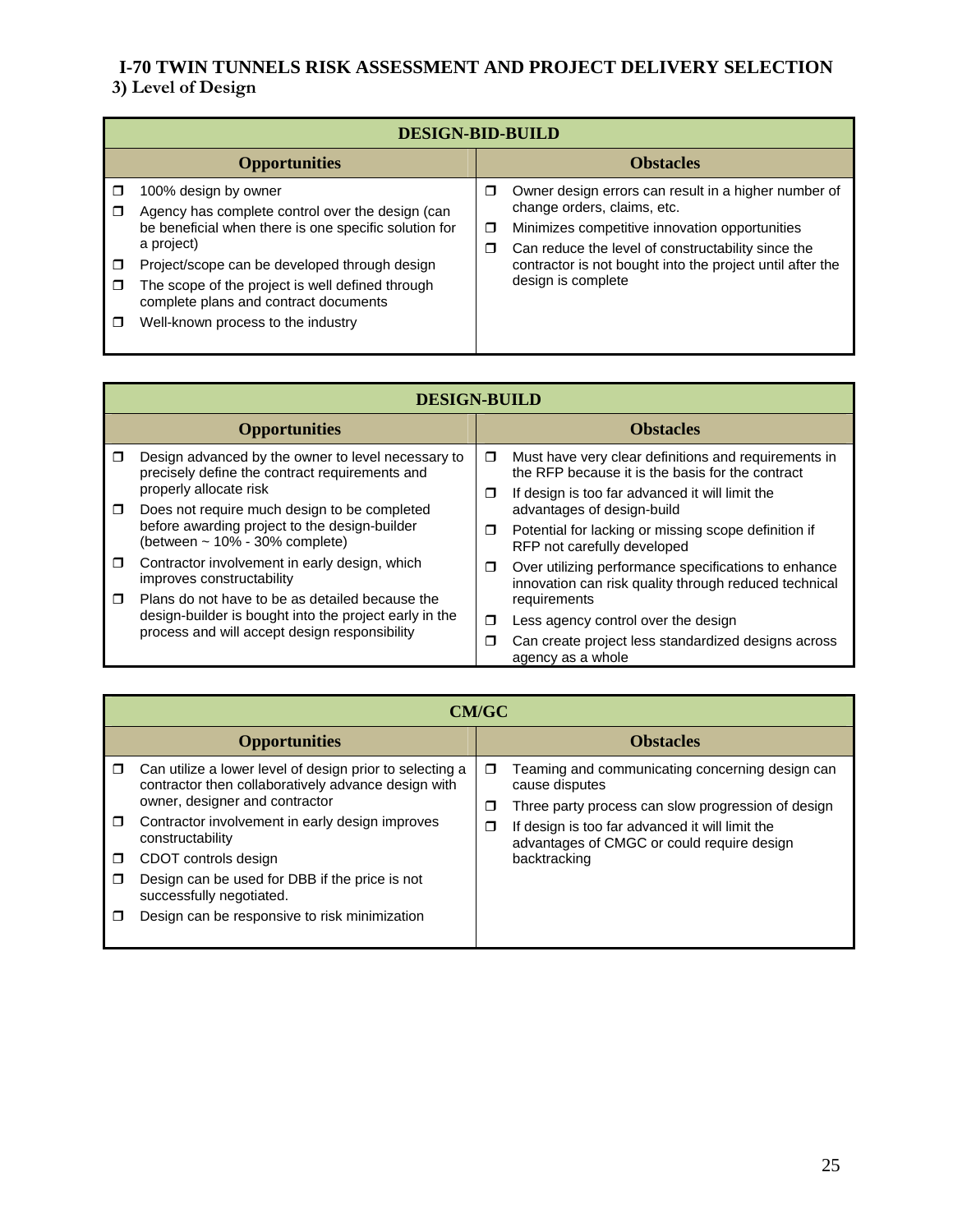# I-70 TWIN TUNNELS RISK ASSESSMENT AND PROJECT DELIVERY SELECTION

## 3) Level of Design

| DESIGN-BID-BUILD | |
|---|---|
| **Opportunities** | **Obstacles** |
| ❒ 100% design by owner<br>❒ Agency has complete control over the design (can be beneficial when there is one specific solution for a project)<br>❒ Project/scope can be developed through design<br>❒ The scope of the project is well defined through complete plans and contract documents<br>❒ Well-known process to the industry | ❒ Owner design errors can result in a higher number of change orders, claims, etc.<br>❒ Minimizes competitive innovation opportunities<br>❒ Can reduce the level of constructability since the contractor is not bought into the project until after the design is complete |

| DESIGN-BUILD | |
|---|---|
| **Opportunities** | **Obstacles** |
| ❒ Design advanced by the owner to level necessary to precisely define the contract requirements and properly allocate risk<br>❒ Does not require much design to be completed before awarding project to the design-builder (between ~ 10% - 30% complete)<br>❒ Contractor involvement in early design, which improves constructability<br>❒ Plans do not have to be as detailed because the design-builder is bought into the project early in the process and will accept design responsibility | ❒ Must have very clear definitions and requirements in the RFP because it is the basis for the contract<br>❒ If design is too far advanced it will limit the advantages of design-build<br>❒ Potential for lacking or missing scope definition if RFP not carefully developed<br>❒ Over utilizing performance specifications to enhance innovation can risk quality through reduced technical requirements<br>❒ Less agency control over the design<br>❒ Can create project less standardized designs across agency as a whole |

| CM/GC | |
|---|---|
| **Opportunities** | **Obstacles** |
| ❒ Can utilize a lower level of design prior to selecting a contractor then collaboratively advance design with owner, designer and contractor<br>❒ Contractor involvement in early design improves constructability<br>❒ CDOT controls design<br>❒ Design can be used for DBB if the price is not successfully negotiated.<br>❒ Design can be responsive to risk minimization | ❒ Teaming and communicating concerning design can cause disputes<br>❒ Three party process can slow progression of design<br>❒ If design is too far advanced it will limit the advantages of CMGC or could require design backtracking |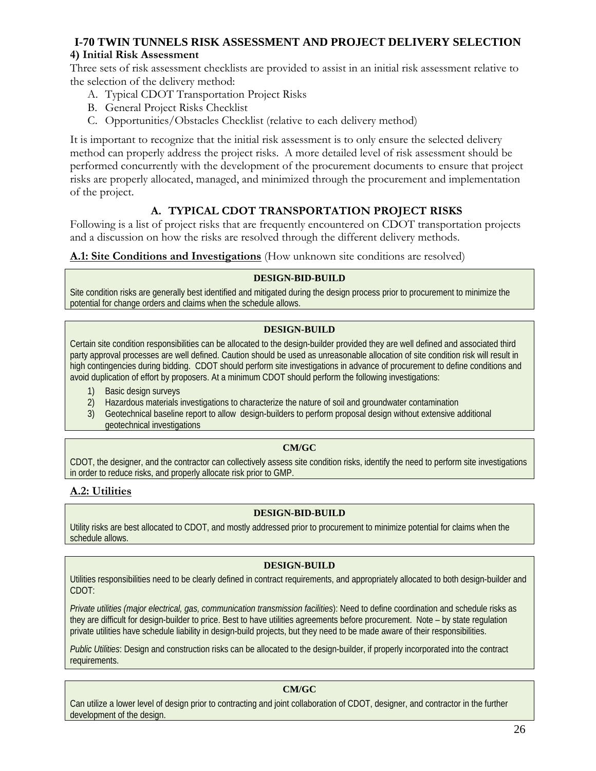# I-70 TWIN TUNNELS RISK ASSESSMENT AND PROJECT DELIVERY SELECTION

## 4) Initial Risk Assessment

Three sets of risk assessment checklists are provided to assist in an initial risk assessment relative to the selection of the delivery method:

A. Typical CDOT Transportation Project Risks
B. General Project Risks Checklist
C. Opportunities/Obstacles Checklist (relative to each delivery method)

It is important to recognize that the initial risk assessment is to only ensure the selected delivery method can properly address the project risks. A more detailed level of risk assessment should be performed concurrently with the development of the procurement documents to ensure that project risks are properly allocated, managed, and minimized through the procurement and implementation of the project.

## A. TYPICAL CDOT TRANSPORTATION PROJECT RISKS

Following is a list of project risks that are frequently encountered on CDOT transportation projects and a discussion on how the risks are resolved through the different delivery methods.

**A.1: Site Conditions and Investigations** (How unknown site conditions are resolved)

**DESIGN-BID-BUILD**

Site condition risks are generally best identified and mitigated during the design process prior to procurement to minimize the potential for change orders and claims when the schedule allows.

**DESIGN-BUILD**

Certain site condition responsibilities can be allocated to the design-builder provided they are well defined and associated third party approval processes are well defined. Caution should be used as unreasonable allocation of site condition risk will result in high contingencies during bidding. CDOT should perform site investigations in advance of procurement to define conditions and avoid duplication of effort by proposers. At a minimum CDOT should perform the following investigations:

1) Basic design surveys
2) Hazardous materials investigations to characterize the nature of soil and groundwater contamination
3) Geotechnical baseline report to allow design-builders to perform proposal design without extensive additional geotechnical investigations

**CM/GC**

CDOT, the designer, and the contractor can collectively assess site condition risks, identify the need to perform site investigations in order to reduce risks, and properly allocate risk prior to GMP.

**A.2: Utilities**

**DESIGN-BID-BUILD**

Utility risks are best allocated to CDOT, and mostly addressed prior to procurement to minimize potential for claims when the schedule allows.

**DESIGN-BUILD**

Utilities responsibilities need to be clearly defined in contract requirements, and appropriately allocated to both design-builder and CDOT:

*Private utilities (major electrical, gas, communication transmission facilities*): Need to define coordination and schedule risks as they are difficult for design-builder to price. Best to have utilities agreements before procurement. Note – by state regulation private utilities have schedule liability in design-build projects, but they need to be made aware of their responsibilities.

*Public Utilities*: Design and construction risks can be allocated to the design-builder, if properly incorporated into the contract requirements.

**CM/GC**

Can utilize a lower level of design prior to contracting and joint collaboration of CDOT, designer, and contractor in the further development of the design.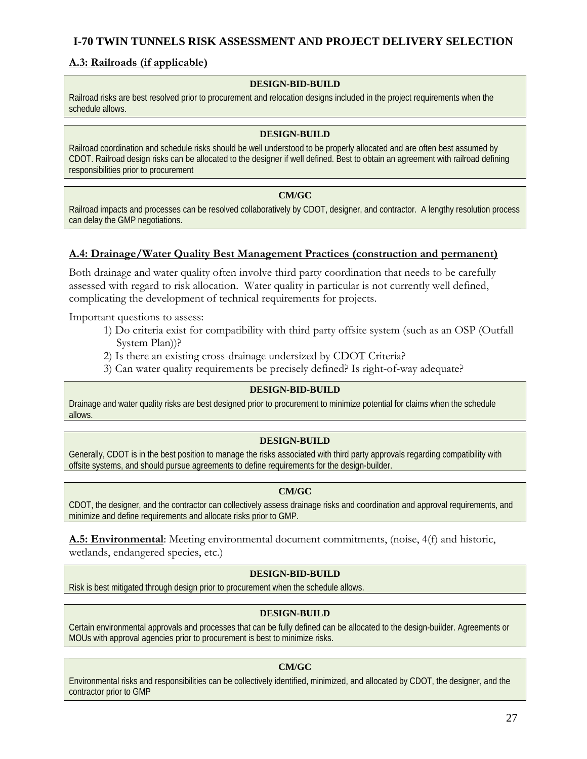## A.3: Railroads (if applicable)

**DESIGN-BID-BUILD**

Railroad risks are best resolved prior to procurement and relocation designs included in the project requirements when the schedule allows.

**DESIGN-BUILD**

Railroad coordination and schedule risks should be well understood to be properly allocated and are often best assumed by CDOT. Railroad design risks can be allocated to the designer if well defined. Best to obtain an agreement with railroad defining responsibilities prior to procurement

**CM/GC**

Railroad impacts and processes can be resolved collaboratively by CDOT, designer, and contractor. A lengthy resolution process can delay the GMP negotiations.

## A.4: Drainage/Water Quality Best Management Practices (construction and permanent)

Both drainage and water quality often involve third party coordination that needs to be carefully assessed with regard to risk allocation. Water quality in particular is not currently well defined, complicating the development of technical requirements for projects.

Important questions to assess:

1) Do criteria exist for compatibility with third party offsite system (such as an OSP (Outfall System Plan))?
2) Is there an existing cross-drainage undersized by CDOT Criteria?
3) Can water quality requirements be precisely defined? Is right-of-way adequate?

**DESIGN-BID-BUILD**

Drainage and water quality risks are best designed prior to procurement to minimize potential for claims when the schedule allows.

**DESIGN-BUILD**

Generally, CDOT is in the best position to manage the risks associated with third party approvals regarding compatibility with offsite systems, and should pursue agreements to define requirements for the design-builder.

**CM/GC**

CDOT, the designer, and the contractor can collectively assess drainage risks and coordination and approval requirements, and minimize and define requirements and allocate risks prior to GMP.

**A.5: Environmental**: Meeting environmental document commitments, (noise, 4(f) and historic, wetlands, endangered species, etc.)

**DESIGN-BID-BUILD**

Risk is best mitigated through design prior to procurement when the schedule allows.

**DESIGN-BUILD**

Certain environmental approvals and processes that can be fully defined can be allocated to the design-builder. Agreements or MOUs with approval agencies prior to procurement is best to minimize risks.

**CM/GC**

Environmental risks and responsibilities can be collectively identified, minimized, and allocated by CDOT, the designer, and the contractor prior to GMP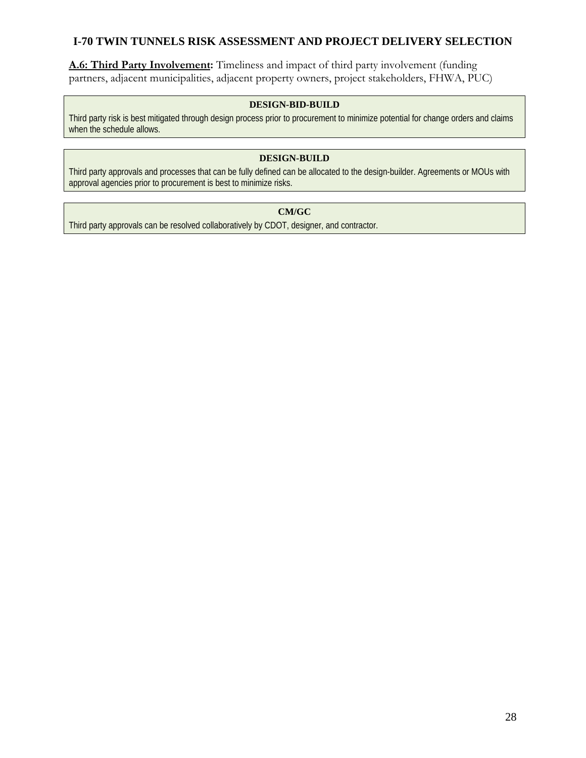**A.6: Third Party Involvement:** Timeliness and impact of third party involvement (funding partners, adjacent municipalities, adjacent property owners, project stakeholders, FHWA, PUC)

| DESIGN-BID-BUILD |
| --- |
| Third party risk is best mitigated through design process prior to procurement to minimize potential for change orders and claims when the schedule allows. |

| DESIGN-BUILD |
| --- |
| Third party approvals and processes that can be fully defined can be allocated to the design-builder. Agreements or MOUs with approval agencies prior to procurement is best to minimize risks. |

| CM/GC |
| --- |
| Third party approvals can be resolved collaboratively by CDOT, designer, and contractor. |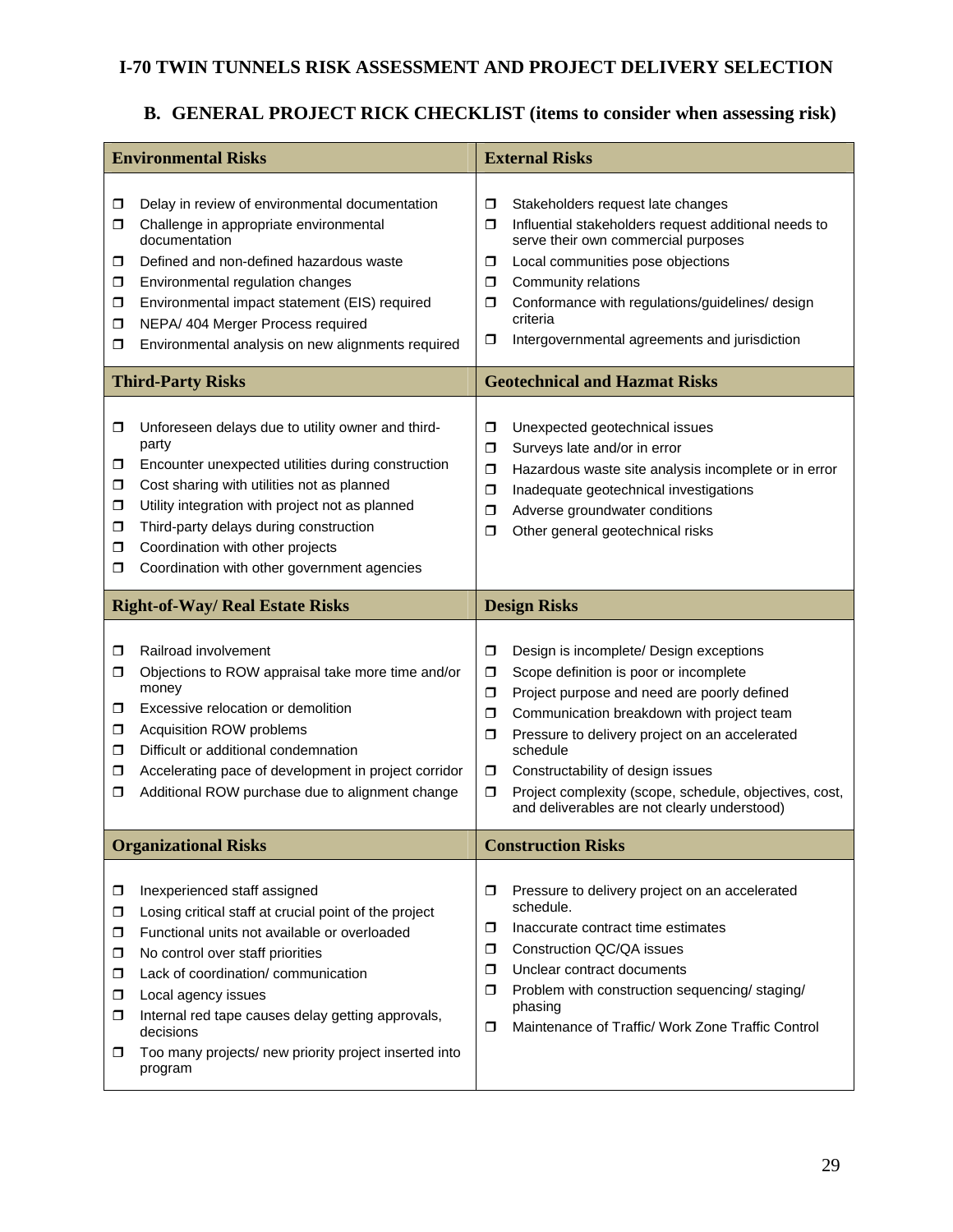# I-70 TWIN TUNNELS RISK ASSESSMENT AND PROJECT DELIVERY SELECTION

## B. GENERAL PROJECT RICK CHECKLIST (items to consider when assessing risk)

### Environmental Risks

- ❒ Delay in review of environmental documentation
- ❒ Challenge in appropriate environmental documentation
- ❒ Defined and non-defined hazardous waste
- ❒ Environmental regulation changes
- ❒ Environmental impact statement (EIS) required
- ❒ NEPA/ 404 Merger Process required
- ❒ Environmental analysis on new alignments required

### External Risks

- ❒ Stakeholders request late changes
- ❒ Influential stakeholders request additional needs to serve their own commercial purposes
- ❒ Local communities pose objections
- ❒ Community relations
- ❒ Conformance with regulations/guidelines/ design criteria
- ❒ Intergovernmental agreements and jurisdiction

### Third-Party Risks

- ❒ Unforeseen delays due to utility owner and third-party
- ❒ Encounter unexpected utilities during construction
- ❒ Cost sharing with utilities not as planned
- ❒ Utility integration with project not as planned
- ❒ Third-party delays during construction
- ❒ Coordination with other projects
- ❒ Coordination with other government agencies

### Geotechnical and Hazmat Risks

- ❒ Unexpected geotechnical issues
- ❒ Surveys late and/or in error
- ❒ Hazardous waste site analysis incomplete or in error
- ❒ Inadequate geotechnical investigations
- ❒ Adverse groundwater conditions
- ❒ Other general geotechnical risks

### Right-of-Way/ Real Estate Risks

- ❒ Railroad involvement
- ❒ Objections to ROW appraisal take more time and/or money
- ❒ Excessive relocation or demolition
- ❒ Acquisition ROW problems
- ❒ Difficult or additional condemnation
- ❒ Accelerating pace of development in project corridor
- ❒ Additional ROW purchase due to alignment change

### Design Risks

- ❒ Design is incomplete/ Design exceptions
- ❒ Scope definition is poor or incomplete
- ❒ Project purpose and need are poorly defined
- ❒ Communication breakdown with project team
- ❒ Pressure to delivery project on an accelerated schedule
- ❒ Constructability of design issues
- ❒ Project complexity (scope, schedule, objectives, cost, and deliverables are not clearly understood)

### Organizational Risks

- ❒ Inexperienced staff assigned
- ❒ Losing critical staff at crucial point of the project
- ❒ Functional units not available or overloaded
- ❒ No control over staff priorities
- ❒ Lack of coordination/ communication
- ❒ Local agency issues
- ❒ Internal red tape causes delay getting approvals, decisions
- ❒ Too many projects/ new priority project inserted into program

### Construction Risks

- ❒ Pressure to delivery project on an accelerated schedule.
- ❒ Inaccurate contract time estimates
- ❒ Construction QC/QA issues
- ❒ Unclear contract documents
- ❒ Problem with construction sequencing/ staging/ phasing
- ❒ Maintenance of Traffic/ Work Zone Traffic Control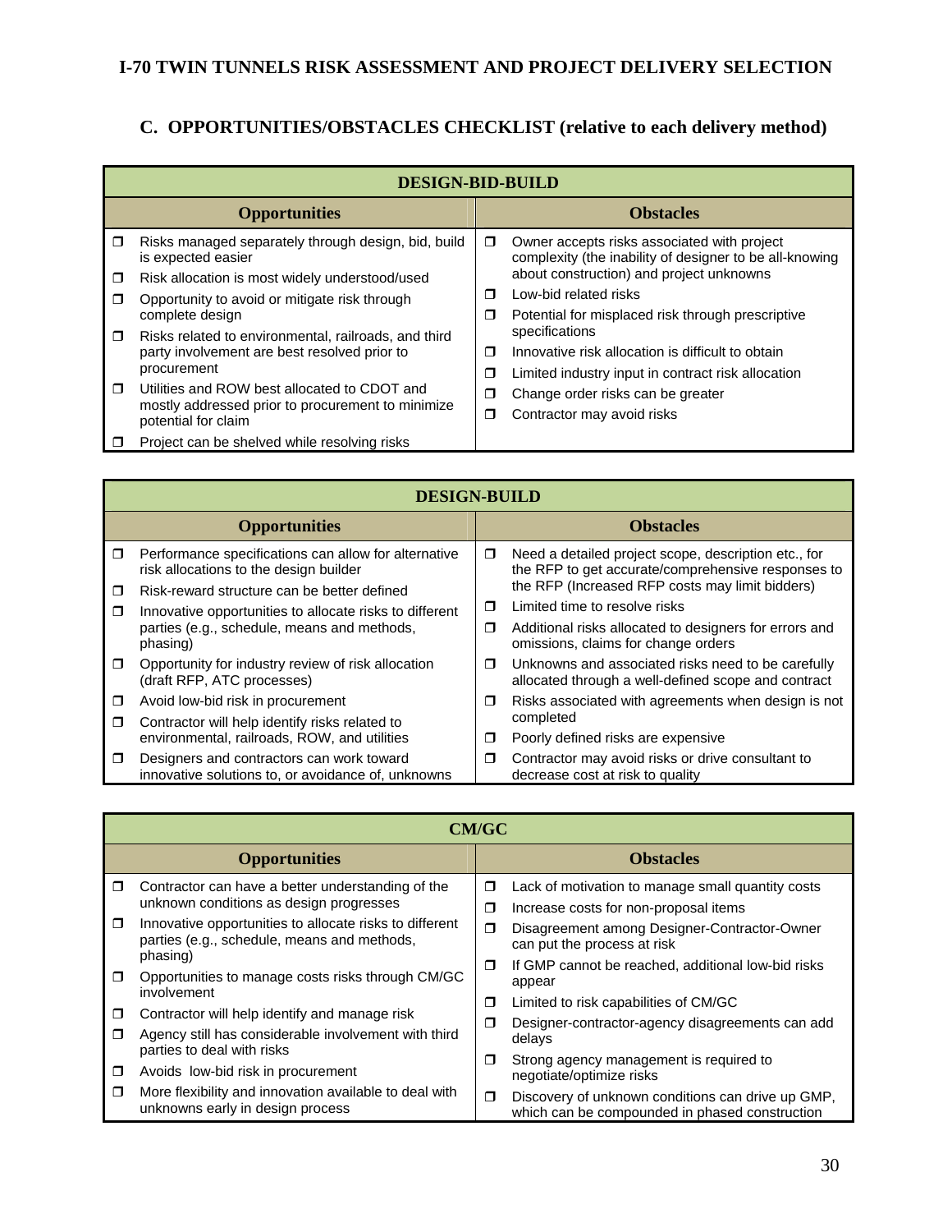# I-70 TWIN TUNNELS RISK ASSESSMENT AND PROJECT DELIVERY SELECTION

## C. OPPORTUNITIES/OBSTACLES CHECKLIST (relative to each delivery method)

| DESIGN-BID-BUILD | |
|---|---|
| **Opportunities** | **Obstacles** |
| ❒ Risks managed separately through design, bid, build is expected easier | ❒ Owner accepts risks associated with project complexity (the inability of designer to be all-knowing about construction) and project unknowns |
| ❒ Risk allocation is most widely understood/used | ❒ Low-bid related risks |
| ❒ Opportunity to avoid or mitigate risk through complete design | ❒ Potential for misplaced risk through prescriptive specifications |
| ❒ Risks related to environmental, railroads, and third party involvement are best resolved prior to procurement | ❒ Innovative risk allocation is difficult to obtain |
| ❒ Utilities and ROW best allocated to CDOT and mostly addressed prior to procurement to minimize potential for claim | ❒ Limited industry input in contract risk allocation |
| ❒ Project can be shelved while resolving risks | ❒ Change order risks can be greater |
| | ❒ Contractor may avoid risks |

| DESIGN-BUILD | |
|---|---|
| **Opportunities** | **Obstacles** |
| ❒ Performance specifications can allow for alternative risk allocations to the design builder | ❒ Need a detailed project scope, description etc., for the RFP to get accurate/comprehensive responses to the RFP (Increased RFP costs may limit bidders) |
| ❒ Risk-reward structure can be better defined | ❒ Limited time to resolve risks |
| ❒ Innovative opportunities to allocate risks to different parties (e.g., schedule, means and methods, phasing) | ❒ Additional risks allocated to designers for errors and omissions, claims for change orders |
| ❒ Opportunity for industry review of risk allocation (draft RFP, ATC processes) | ❒ Unknowns and associated risks need to be carefully allocated through a well-defined scope and contract |
| ❒ Avoid low-bid risk in procurement | ❒ Risks associated with agreements when design is not completed |
| ❒ Contractor will help identify risks related to environmental, railroads, ROW, and utilities | ❒ Poorly defined risks are expensive |
| ❒ Designers and contractors can work toward innovative solutions to, or avoidance of, unknowns | ❒ Contractor may avoid risks or drive consultant to decrease cost at risk to quality |

| CM/GC | |
|---|---|
| **Opportunities** | **Obstacles** |
| ❒ Contractor can have a better understanding of the unknown conditions as design progresses | ❒ Lack of motivation to manage small quantity costs |
| ❒ Innovative opportunities to allocate risks to different parties (e.g., schedule, means and methods, phasing) | ❒ Increase costs for non-proposal items |
| ❒ Opportunities to manage costs risks through CM/GC involvement | ❒ Disagreement among Designer-Contractor-Owner can put the process at risk |
| ❒ Contractor will help identify and manage risk | ❒ If GMP cannot be reached, additional low-bid risks appear |
| ❒ Agency still has considerable involvement with third parties to deal with risks | ❒ Limited to risk capabilities of CM/GC |
| ❒ Avoids low-bid risk in procurement | ❒ Designer-contractor-agency disagreements can add delays |
| ❒ More flexibility and innovation available to deal with unknowns early in design process | ❒ Strong agency management is required to negotiate/optimize risks |
| | ❒ Discovery of unknown conditions can drive up GMP, which can be compounded in phased construction |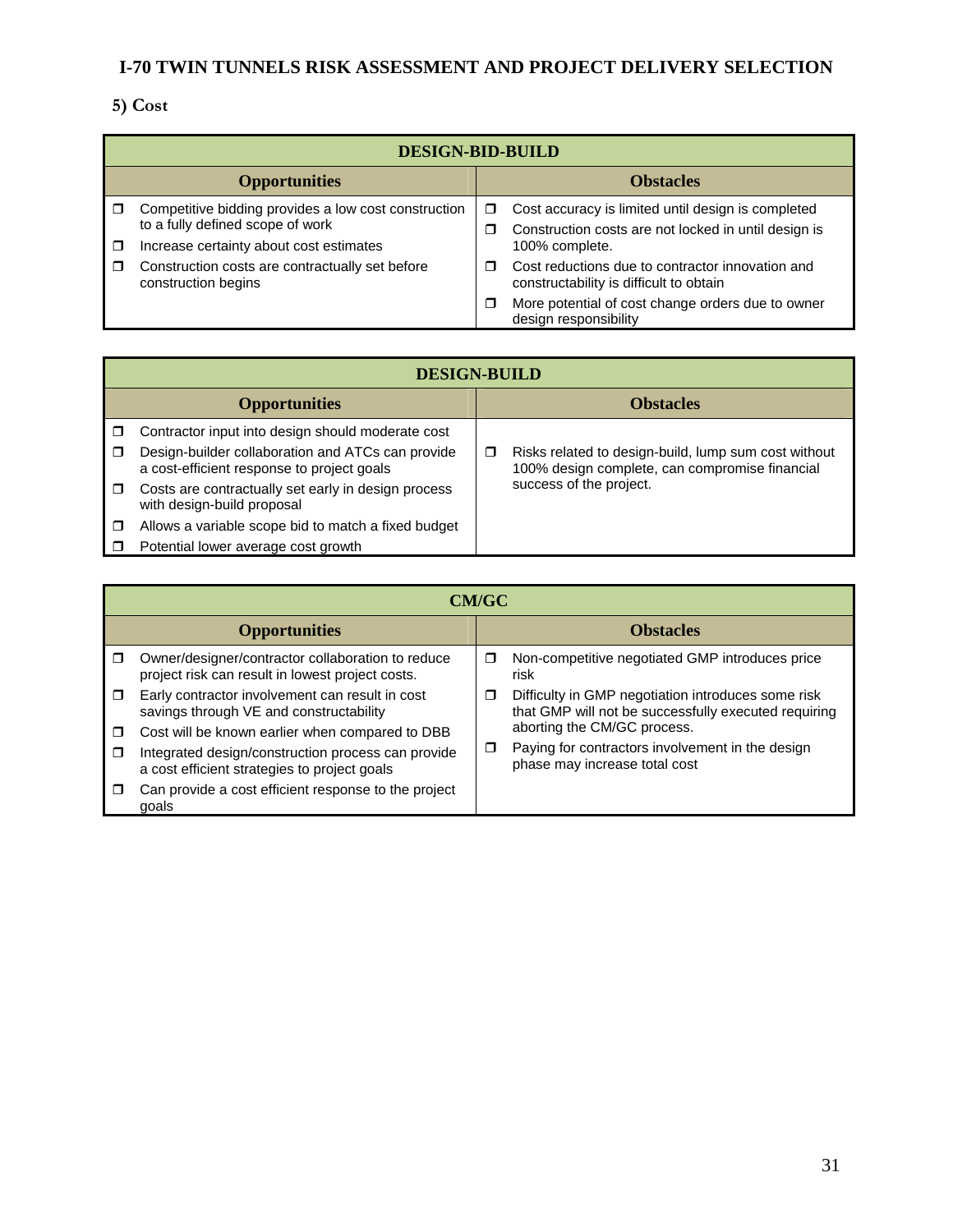# I-70 TWIN TUNNELS RISK ASSESSMENT AND PROJECT DELIVERY SELECTION

## 5) Cost

| DESIGN-BID-BUILD | |
|---|---|
| **Opportunities** | **Obstacles** |
| ☐ Competitive bidding provides a low cost construction to a fully defined scope of work<br>☐ Increase certainty about cost estimates<br>☐ Construction costs are contractually set before construction begins | ☐ Cost accuracy is limited until design is completed<br>☐ Construction costs are not locked in until design is 100% complete.<br>☐ Cost reductions due to contractor innovation and constructability is difficult to obtain<br>☐ More potential of cost change orders due to owner design responsibility |

| DESIGN-BUILD | |
|---|---|
| **Opportunities** | **Obstacles** |
| ☐ Contractor input into design should moderate cost<br>☐ Design-builder collaboration and ATCs can provide a cost-efficient response to project goals<br>☐ Costs are contractually set early in design process with design-build proposal<br>☐ Allows a variable scope bid to match a fixed budget<br>☐ Potential lower average cost growth | ☐ Risks related to design-build, lump sum cost without 100% design complete, can compromise financial success of the project. |

| CM/GC | |
|---|---|
| **Opportunities** | **Obstacles** |
| ☐ Owner/designer/contractor collaboration to reduce project risk can result in lowest project costs.<br>☐ Early contractor involvement can result in cost savings through VE and constructability<br>☐ Cost will be known earlier when compared to DBB<br>☐ Integrated design/construction process can provide a cost efficient strategies to project goals<br>☐ Can provide a cost efficient response to the project goals | ☐ Non-competitive negotiated GMP introduces price risk<br>☐ Difficulty in GMP negotiation introduces some risk that GMP will not be successfully executed requiring aborting the CM/GC process.<br>☐ Paying for contractors involvement in the design phase may increase total cost |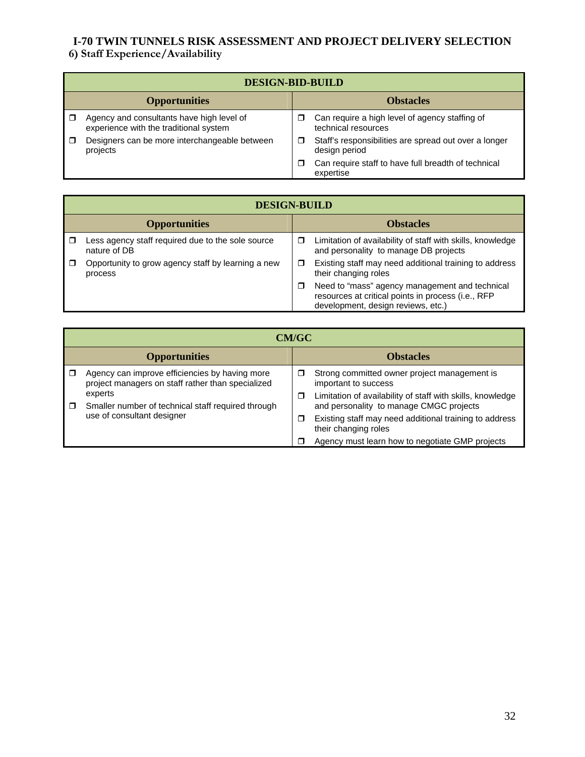# I-70 TWIN TUNNELS RISK ASSESSMENT AND PROJECT DELIVERY SELECTION

## 6) Staff Experience/Availability

| DESIGN-BID-BUILD | |
|---|---|
| **Opportunities** | **Obstacles** |
| ❐ Agency and consultants have high level of experience with the traditional system<br>❐ Designers can be more interchangeable between projects | ❐ Can require a high level of agency staffing of technical resources<br>❐ Staff's responsibilities are spread out over a longer design period<br>❐ Can require staff to have full breadth of technical expertise |

| DESIGN-BUILD | |
|---|---|
| **Opportunities** | **Obstacles** |
| ❐ Less agency staff required due to the sole source nature of DB<br>❐ Opportunity to grow agency staff by learning a new process | ❐ Limitation of availability of staff with skills, knowledge and personality to manage DB projects<br>❐ Existing staff may need additional training to address their changing roles<br>❐ Need to "mass" agency management and technical resources at critical points in process (i.e., RFP development, design reviews, etc.) |

| CM/GC | |
|---|---|
| **Opportunities** | **Obstacles** |
| ❐ Agency can improve efficiencies by having more project managers on staff rather than specialized experts<br>❐ Smaller number of technical staff required through use of consultant designer | ❐ Strong committed owner project management is important to success<br>❐ Limitation of availability of staff with skills, knowledge and personality to manage CMGC projects<br>❐ Existing staff may need additional training to address their changing roles<br>❐ Agency must learn how to negotiate GMP projects |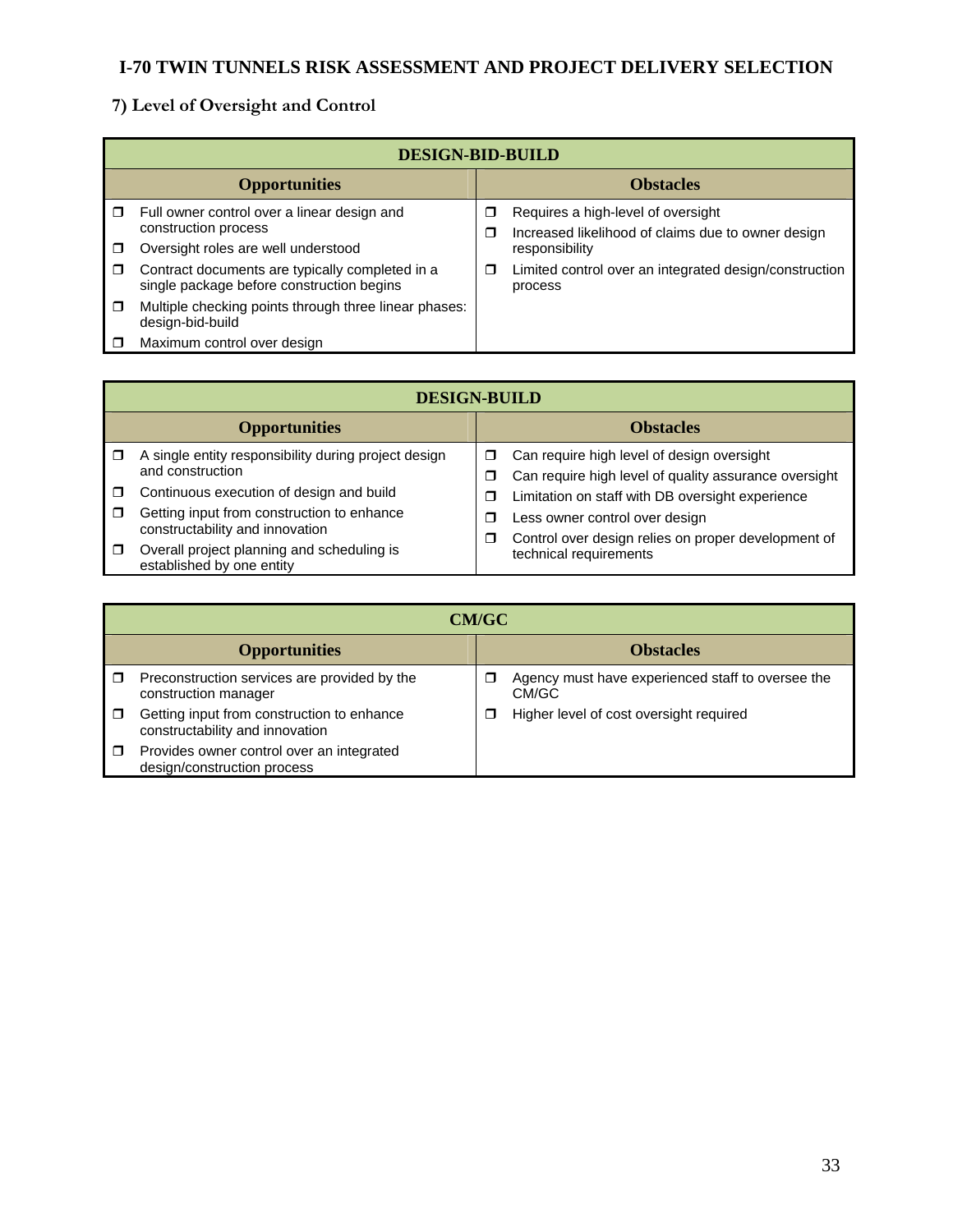## 7) Level of Oversight and Control

| DESIGN-BID-BUILD | |
|---|---|
| **Opportunities** | **Obstacles** |
| ❒ Full owner control over a linear design and construction process<br>❒ Oversight roles are well understood<br>❒ Contract documents are typically completed in a single package before construction begins<br>❒ Multiple checking points through three linear phases: design-bid-build<br>❒ Maximum control over design | ❒ Requires a high-level of oversight<br>❒ Increased likelihood of claims due to owner design responsibility<br>❒ Limited control over an integrated design/construction process |

| DESIGN-BUILD | |
|---|---|
| **Opportunities** | **Obstacles** |
| ❒ A single entity responsibility during project design and construction<br>❒ Continuous execution of design and build<br>❒ Getting input from construction to enhance constructability and innovation<br>❒ Overall project planning and scheduling is established by one entity | ❒ Can require high level of design oversight<br>❒ Can require high level of quality assurance oversight<br>❒ Limitation on staff with DB oversight experience<br>❒ Less owner control over design<br>❒ Control over design relies on proper development of technical requirements |

| CM/GC | |
|---|---|
| **Opportunities** | **Obstacles** |
| ❒ Preconstruction services are provided by the construction manager<br>❒ Getting input from construction to enhance constructability and innovation<br>❒ Provides owner control over an integrated design/construction process | ❒ Agency must have experienced staff to oversee the CM/GC<br>❒ Higher level of cost oversight required |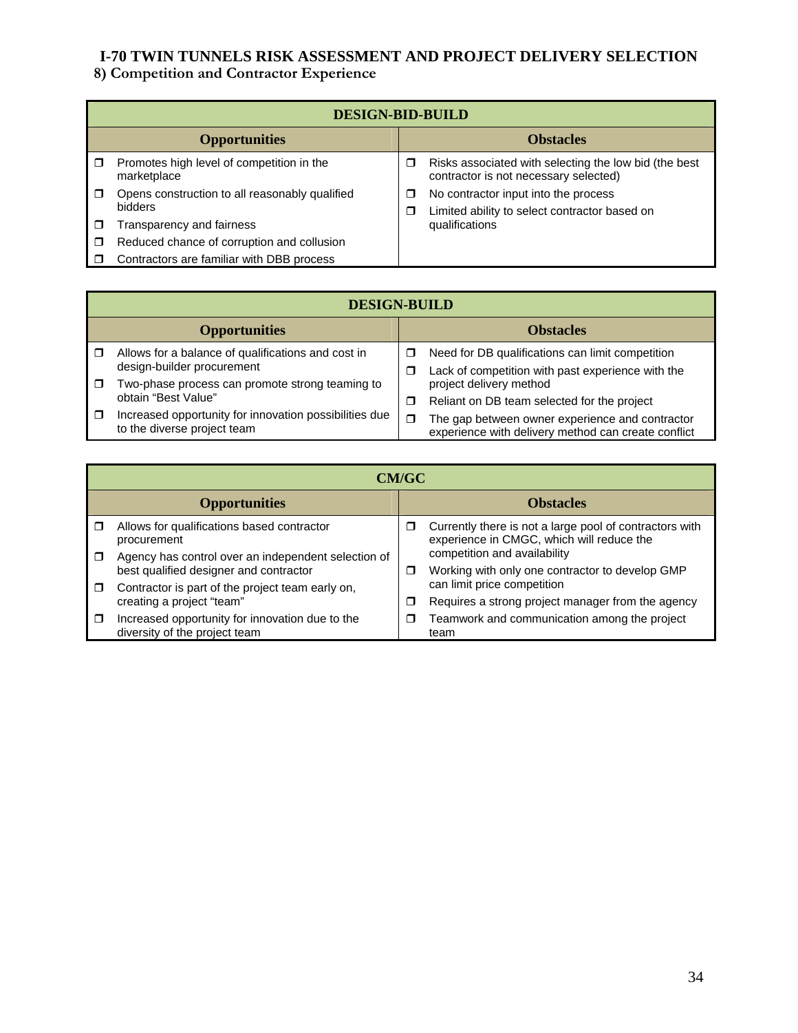# I-70 TWIN TUNNELS RISK ASSESSMENT AND PROJECT DELIVERY SELECTION

## 8) Competition and Contractor Experience

| DESIGN-BID-BUILD | |
|---|---|
| **Opportunities** | **Obstacles** |
| ❒ Promotes high level of competition in the marketplace<br>❒ Opens construction to all reasonably qualified bidders<br>❒ Transparency and fairness<br>❒ Reduced chance of corruption and collusion<br>❒ Contractors are familiar with DBB process | ❒ Risks associated with selecting the low bid (the best contractor is not necessary selected)<br>❒ No contractor input into the process<br>❒ Limited ability to select contractor based on qualifications |

| DESIGN-BUILD | |
|---|---|
| **Opportunities** | **Obstacles** |
| ❒ Allows for a balance of qualifications and cost in design-builder procurement<br>❒ Two-phase process can promote strong teaming to obtain "Best Value"<br>❒ Increased opportunity for innovation possibilities due to the diverse project team | ❒ Need for DB qualifications can limit competition<br>❒ Lack of competition with past experience with the project delivery method<br>❒ Reliant on DB team selected for the project<br>❒ The gap between owner experience and contractor experience with delivery method can create conflict |

| CM/GC | |
|---|---|
| **Opportunities** | **Obstacles** |
| ❒ Allows for qualifications based contractor procurement<br>❒ Agency has control over an independent selection of best qualified designer and contractor<br>❒ Contractor is part of the project team early on, creating a project "team"<br>❒ Increased opportunity for innovation due to the diversity of the project team | ❒ Currently there is not a large pool of contractors with experience in CMGC, which will reduce the competition and availability<br>❒ Working with only one contractor to develop GMP can limit price competition<br>❒ Requires a strong project manager from the agency<br>❒ Teamwork and communication among the project team |